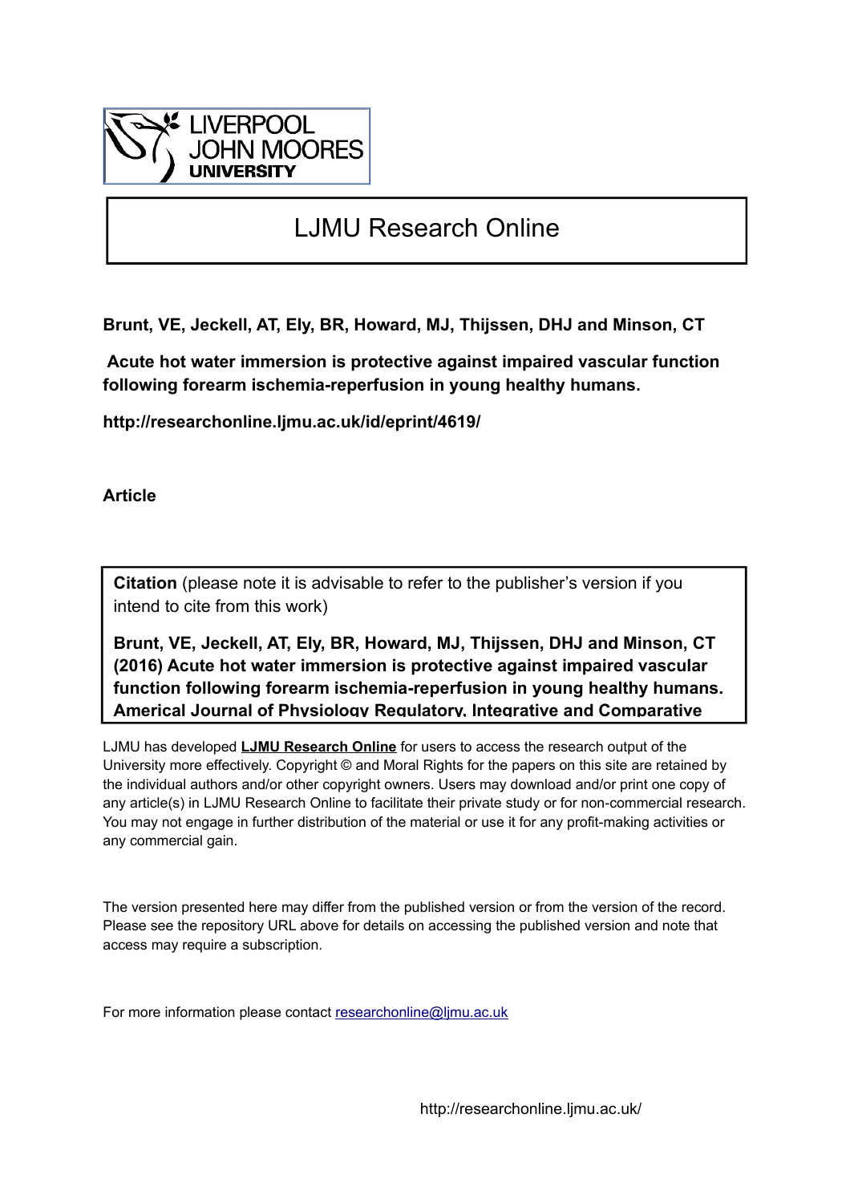LIVERPOOL JOHN MOORES UNIVERSITY

# LJMU Research Online

**Brunt, VE, Jeckell, AT, Ely, BR, Howard, MJ, Thijssen, DHJ and Minson, CT**

**Acute hot water immersion is protective against impaired vascular function following forearm ischemia-reperfusion in young healthy humans.**

**http://researchonline.ljmu.ac.uk/id/eprint/4619/**

**Article**

**Citation** (please note it is advisable to refer to the publisher's version if you intend to cite from this work)

**Brunt, VE, Jeckell, AT, Ely, BR, Howard, MJ, Thijssen, DHJ and Minson, CT (2016) Acute hot water immersion is protective against impaired vascular function following forearm ischemia-reperfusion in young healthy humans. Americal Journal of Physiology Regulatory, Integrative and Comparative**

LJMU has developed **LJMU Research Online** for users to access the research output of the University more effectively. Copyright © and Moral Rights for the papers on this site are retained by the individual authors and/or other copyright owners. Users may download and/or print one copy of any article(s) in LJMU Research Online to facilitate their private study or for non-commercial research. You may not engage in further distribution of the material or use it for any profit-making activities or any commercial gain.

The version presented here may differ from the published version or from the version of the record. Please see the repository URL above for details on accessing the published version and note that access may require a subscription.

For more information please contact researchonline@ljmu.ac.uk

http://researchonline.ljmu.ac.uk/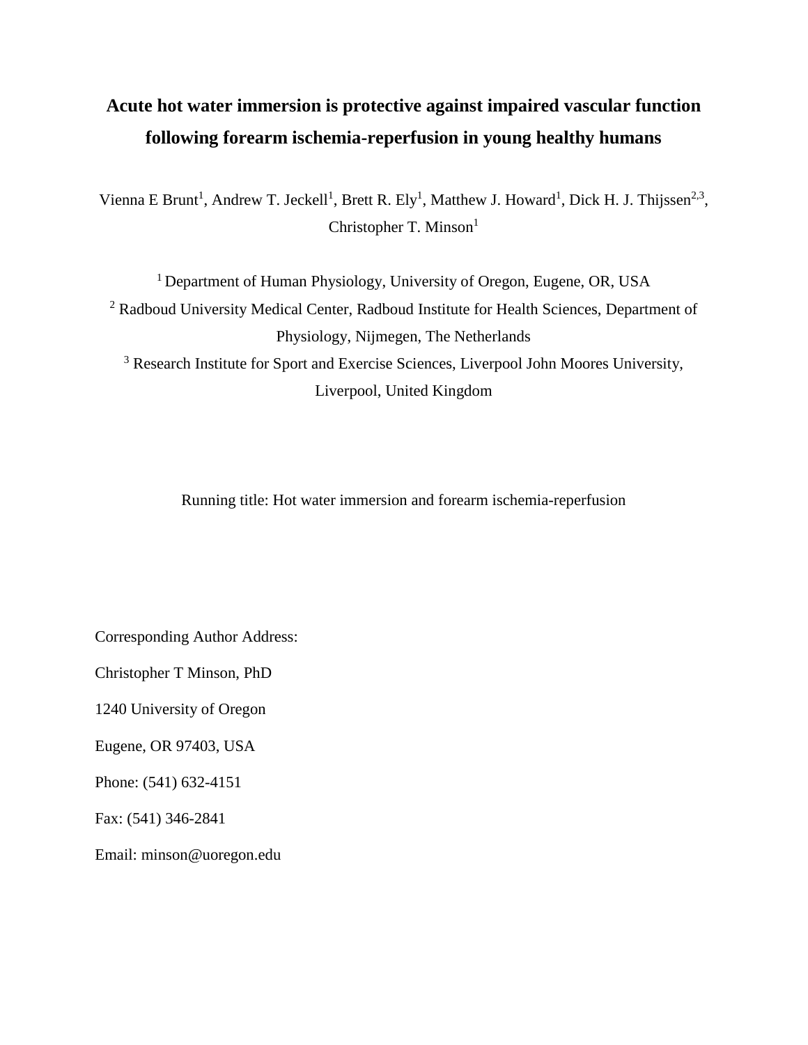# Acute hot water immersion is protective against impaired vascular function following forearm ischemia-reperfusion in young healthy humans

Vienna E Brunt[1], Andrew T. Jeckell[1], Brett R. Ely[1], Matthew J. Howard[1], Dick H. J. Thijssen[2,3], Christopher T. Minson[1]

[1] Department of Human Physiology, University of Oregon, Eugene, OR, USA

[2] Radboud University Medical Center, Radboud Institute for Health Sciences, Department of Physiology, Nijmegen, The Netherlands

[3] Research Institute for Sport and Exercise Sciences, Liverpool John Moores University, Liverpool, United Kingdom

Running title: Hot water immersion and forearm ischemia-reperfusion

Corresponding Author Address:

Christopher T Minson, PhD

1240 University of Oregon

Eugene, OR 97403, USA

Phone: (541) 632-4151

Fax: (541) 346-2841

Email: minson@uoregon.edu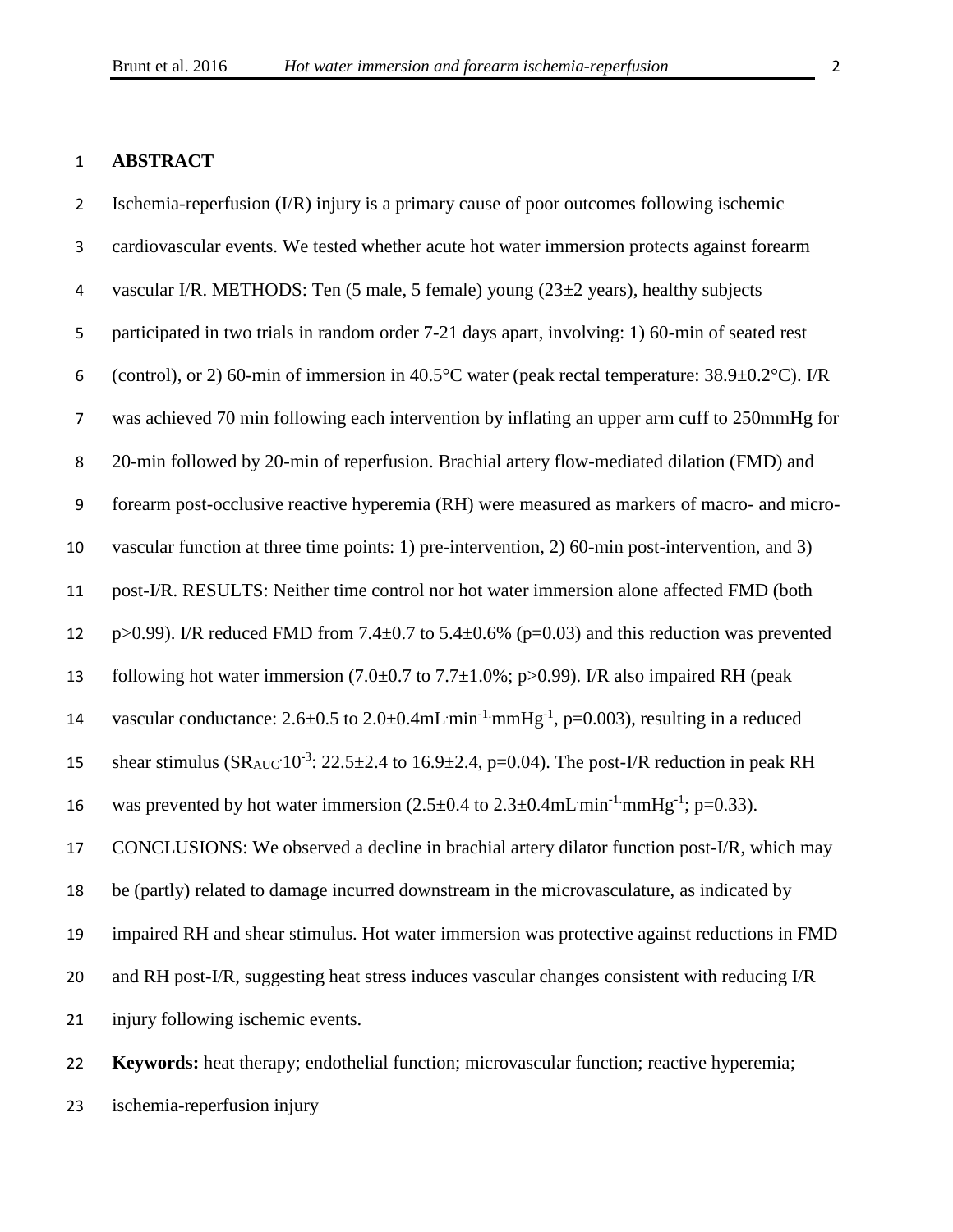## ABSTRACT

Ischemia-reperfusion (I/R) injury is a primary cause of poor outcomes following ischemic cardiovascular events. We tested whether acute hot water immersion protects against forearm vascular I/R. METHODS: Ten (5 male, 5 female) young (23±2 years), healthy subjects participated in two trials in random order 7-21 days apart, involving: 1) 60-min of seated rest (control), or 2) 60-min of immersion in 40.5°C water (peak rectal temperature: 38.9±0.2°C). I/R was achieved 70 min following each intervention by inflating an upper arm cuff to 250mmHg for 20-min followed by 20-min of reperfusion. Brachial artery flow-mediated dilation (FMD) and forearm post-occlusive reactive hyperemia (RH) were measured as markers of macro- and micro-vascular function at three time points: 1) pre-intervention, 2) 60-min post-intervention, and 3) post-I/R. RESULTS: Neither time control nor hot water immersion alone affected FMD (both $p>0.99$). I/R reduced FMD from 7.4±0.7 to 5.4±0.6% ($p=0.03$) and this reduction was prevented following hot water immersion (7.0±0.7 to 7.7±1.0%; $p>0.99$). I/R also impaired RH (peak vascular conductance: 2.6±0.5 to 2.0±0.4mL·min$^{-1}$·mmHg$^{-1}$, $p=0.003$), resulting in a reduced shear stimulus ($SR_{AUC}\cdot10^{-3}$: 22.5±2.4 to 16.9±2.4, $p=0.04$). The post-I/R reduction in peak RH was prevented by hot water immersion (2.5±0.4 to 2.3±0.4mL·min$^{-1}$·mmHg$^{-1}$; $p=0.33$). CONCLUSIONS: We observed a decline in brachial artery dilator function post-I/R, which may be (partly) related to damage incurred downstream in the microvasculature, as indicated by impaired RH and shear stimulus. Hot water immersion was protective against reductions in FMD and RH post-I/R, suggesting heat stress induces vascular changes consistent with reducing I/R injury following ischemic events.

**Keywords:** heat therapy; endothelial function; microvascular function; reactive hyperemia; ischemia-reperfusion injury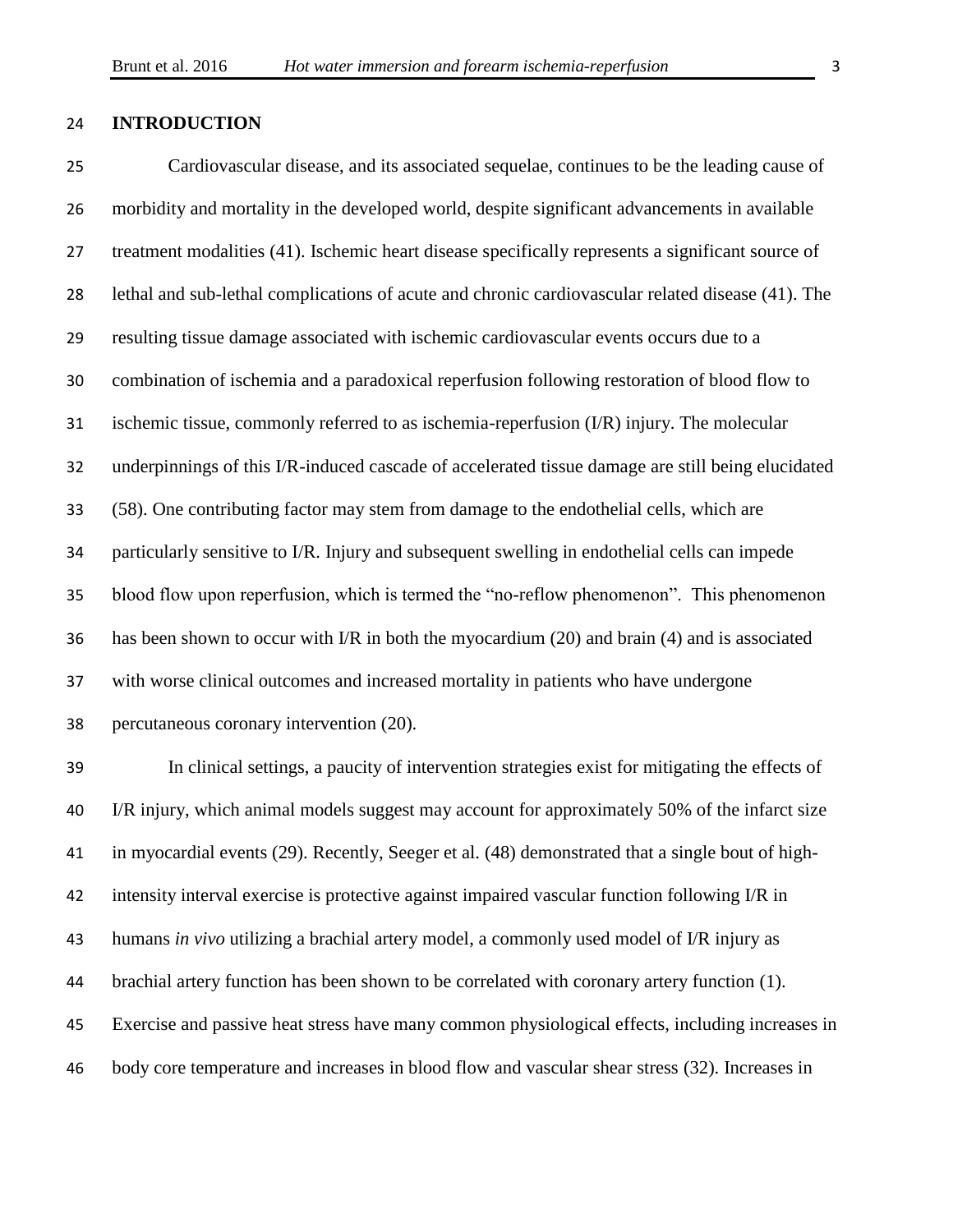## INTRODUCTION

Cardiovascular disease, and its associated sequelae, continues to be the leading cause of morbidity and mortality in the developed world, despite significant advancements in available treatment modalities (41). Ischemic heart disease specifically represents a significant source of lethal and sub-lethal complications of acute and chronic cardiovascular related disease (41). The resulting tissue damage associated with ischemic cardiovascular events occurs due to a combination of ischemia and a paradoxical reperfusion following restoration of blood flow to ischemic tissue, commonly referred to as ischemia-reperfusion (I/R) injury. The molecular underpinnings of this I/R-induced cascade of accelerated tissue damage are still being elucidated (58). One contributing factor may stem from damage to the endothelial cells, which are particularly sensitive to I/R. Injury and subsequent swelling in endothelial cells can impede blood flow upon reperfusion, which is termed the "no-reflow phenomenon". This phenomenon has been shown to occur with I/R in both the myocardium (20) and brain (4) and is associated with worse clinical outcomes and increased mortality in patients who have undergone percutaneous coronary intervention (20).

In clinical settings, a paucity of intervention strategies exist for mitigating the effects of I/R injury, which animal models suggest may account for approximately 50% of the infarct size in myocardial events (29). Recently, Seeger et al. (48) demonstrated that a single bout of high-intensity interval exercise is protective against impaired vascular function following I/R in humans *in vivo* utilizing a brachial artery model, a commonly used model of I/R injury as brachial artery function has been shown to be correlated with coronary artery function (1). Exercise and passive heat stress have many common physiological effects, including increases in body core temperature and increases in blood flow and vascular shear stress (32). Increases in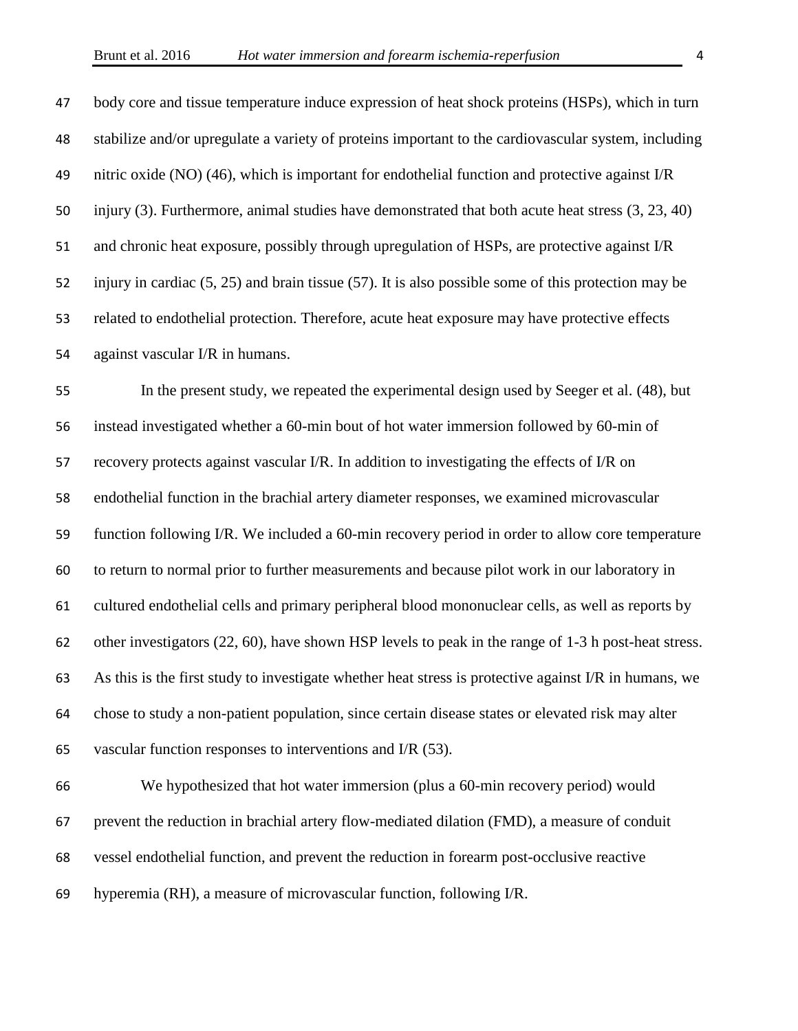body core and tissue temperature induce expression of heat shock proteins (HSPs), which in turn stabilize and/or upregulate a variety of proteins important to the cardiovascular system, including nitric oxide (NO) (46), which is important for endothelial function and protective against I/R injury (3). Furthermore, animal studies have demonstrated that both acute heat stress (3, 23, 40) and chronic heat exposure, possibly through upregulation of HSPs, are protective against I/R injury in cardiac (5, 25) and brain tissue (57). It is also possible some of this protection may be related to endothelial protection. Therefore, acute heat exposure may have protective effects against vascular I/R in humans.

In the present study, we repeated the experimental design used by Seeger et al. (48), but instead investigated whether a 60-min bout of hot water immersion followed by 60-min of recovery protects against vascular I/R. In addition to investigating the effects of I/R on endothelial function in the brachial artery diameter responses, we examined microvascular function following I/R. We included a 60-min recovery period in order to allow core temperature to return to normal prior to further measurements and because pilot work in our laboratory in cultured endothelial cells and primary peripheral blood mononuclear cells, as well as reports by other investigators (22, 60), have shown HSP levels to peak in the range of 1-3 h post-heat stress. As this is the first study to investigate whether heat stress is protective against I/R in humans, we chose to study a non-patient population, since certain disease states or elevated risk may alter vascular function responses to interventions and I/R (53).

We hypothesized that hot water immersion (plus a 60-min recovery period) would prevent the reduction in brachial artery flow-mediated dilation (FMD), a measure of conduit vessel endothelial function, and prevent the reduction in forearm post-occlusive reactive hyperemia (RH), a measure of microvascular function, following I/R.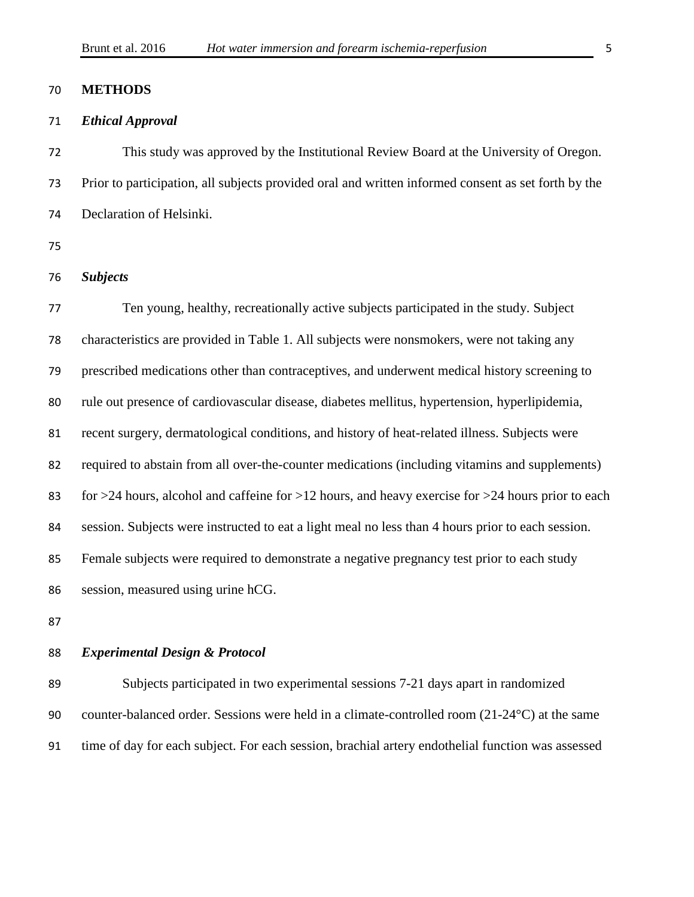## METHODS

### *Ethical Approval*

This study was approved by the Institutional Review Board at the University of Oregon. Prior to participation, all subjects provided oral and written informed consent as set forth by the Declaration of Helsinki.

### *Subjects*

Ten young, healthy, recreationally active subjects participated in the study. Subject characteristics are provided in Table 1. All subjects were nonsmokers, were not taking any prescribed medications other than contraceptives, and underwent medical history screening to rule out presence of cardiovascular disease, diabetes mellitus, hypertension, hyperlipidemia, recent surgery, dermatological conditions, and history of heat-related illness. Subjects were required to abstain from all over-the-counter medications (including vitamins and supplements) for >24 hours, alcohol and caffeine for >12 hours, and heavy exercise for >24 hours prior to each session. Subjects were instructed to eat a light meal no less than 4 hours prior to each session. Female subjects were required to demonstrate a negative pregnancy test prior to each study session, measured using urine hCG.

### *Experimental Design & Protocol*

Subjects participated in two experimental sessions 7-21 days apart in randomized counter-balanced order. Sessions were held in a climate-controlled room (21-24°C) at the same time of day for each subject. For each session, brachial artery endothelial function was assessed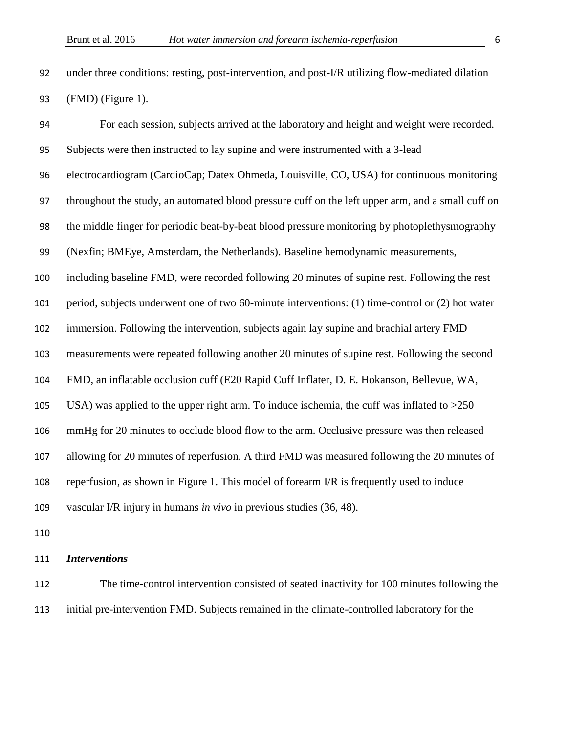under three conditions: resting, post-intervention, and post-I/R utilizing flow-mediated dilation (FMD) (Figure 1).

For each session, subjects arrived at the laboratory and height and weight were recorded. Subjects were then instructed to lay supine and were instrumented with a 3-lead electrocardiogram (CardioCap; Datex Ohmeda, Louisville, CO, USA) for continuous monitoring throughout the study, an automated blood pressure cuff on the left upper arm, and a small cuff on the middle finger for periodic beat-by-beat blood pressure monitoring by photoplethysmography (Nexfin; BMEye, Amsterdam, the Netherlands). Baseline hemodynamic measurements, including baseline FMD, were recorded following 20 minutes of supine rest. Following the rest period, subjects underwent one of two 60-minute interventions: (1) time-control or (2) hot water immersion. Following the intervention, subjects again lay supine and brachial artery FMD measurements were repeated following another 20 minutes of supine rest. Following the second FMD, an inflatable occlusion cuff (E20 Rapid Cuff Inflater, D. E. Hokanson, Bellevue, WA, USA) was applied to the upper right arm. To induce ischemia, the cuff was inflated to >250 mmHg for 20 minutes to occlude blood flow to the arm. Occlusive pressure was then released allowing for 20 minutes of reperfusion. A third FMD was measured following the 20 minutes of reperfusion, as shown in Figure 1. This model of forearm I/R is frequently used to induce vascular I/R injury in humans *in vivo* in previous studies (36, 48).

***Interventions***

The time-control intervention consisted of seated inactivity for 100 minutes following the initial pre-intervention FMD. Subjects remained in the climate-controlled laboratory for the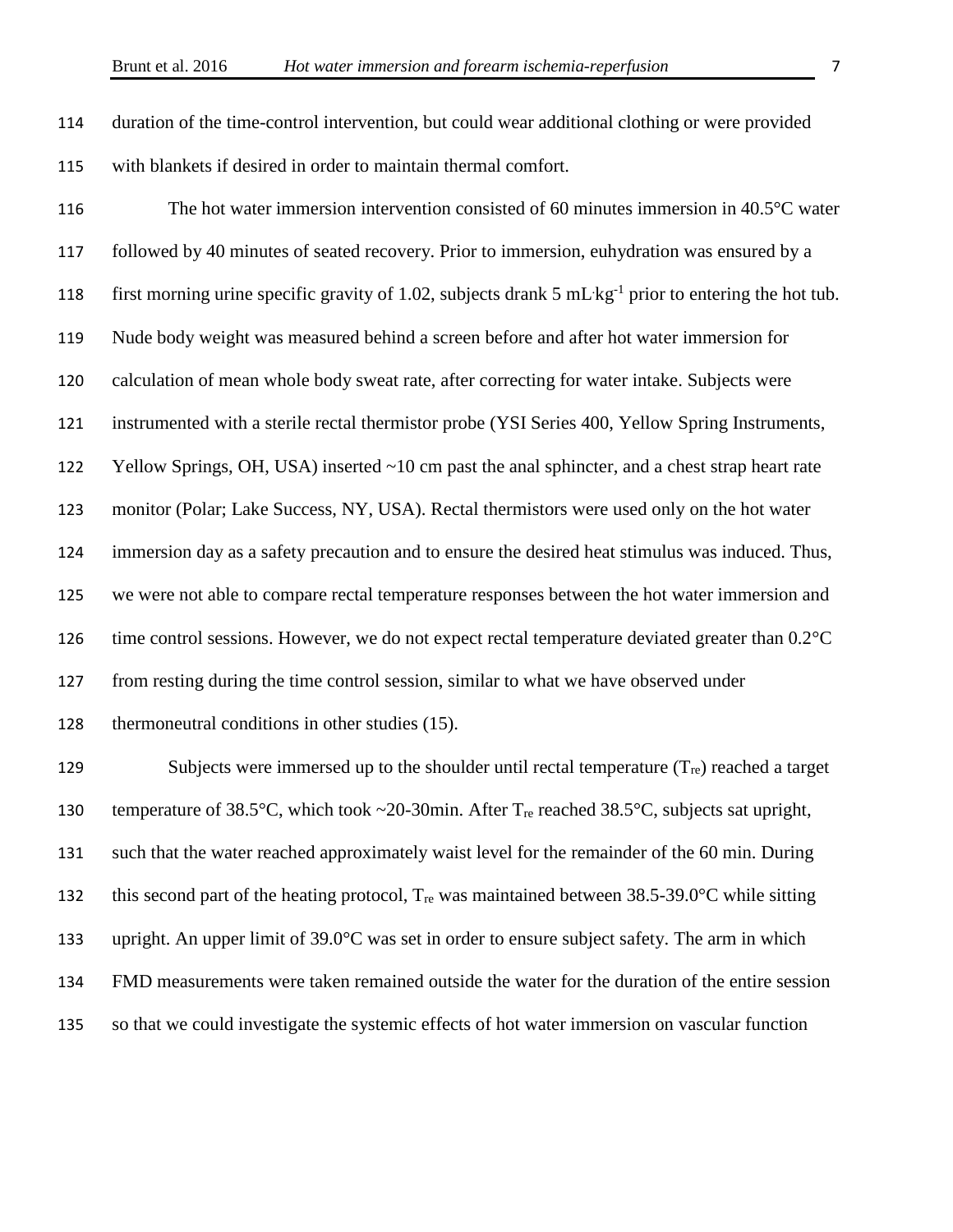duration of the time-control intervention, but could wear additional clothing or were provided with blankets if desired in order to maintain thermal comfort.

The hot water immersion intervention consisted of 60 minutes immersion in 40.5°C water followed by 40 minutes of seated recovery. Prior to immersion, euhydration was ensured by a first morning urine specific gravity of 1.02, subjects drank 5 $mL \cdot kg^{-1}$ prior to entering the hot tub. Nude body weight was measured behind a screen before and after hot water immersion for calculation of mean whole body sweat rate, after correcting for water intake. Subjects were instrumented with a sterile rectal thermistor probe (YSI Series 400, Yellow Spring Instruments, Yellow Springs, OH, USA) inserted ~10 cm past the anal sphincter, and a chest strap heart rate monitor (Polar; Lake Success, NY, USA). Rectal thermistors were used only on the hot water immersion day as a safety precaution and to ensure the desired heat stimulus was induced. Thus, we were not able to compare rectal temperature responses between the hot water immersion and time control sessions. However, we do not expect rectal temperature deviated greater than 0.2°C from resting during the time control session, similar to what we have observed under thermoneutral conditions in other studies (15).

Subjects were immersed up to the shoulder until rectal temperature ($T_{re}$) reached a target temperature of 38.5°C, which took ~20-30min. After $T_{re}$ reached 38.5°C, subjects sat upright, such that the water reached approximately waist level for the remainder of the 60 min. During this second part of the heating protocol, $T_{re}$ was maintained between 38.5-39.0°C while sitting upright. An upper limit of 39.0°C was set in order to ensure subject safety. The arm in which FMD measurements were taken remained outside the water for the duration of the entire session so that we could investigate the systemic effects of hot water immersion on vascular function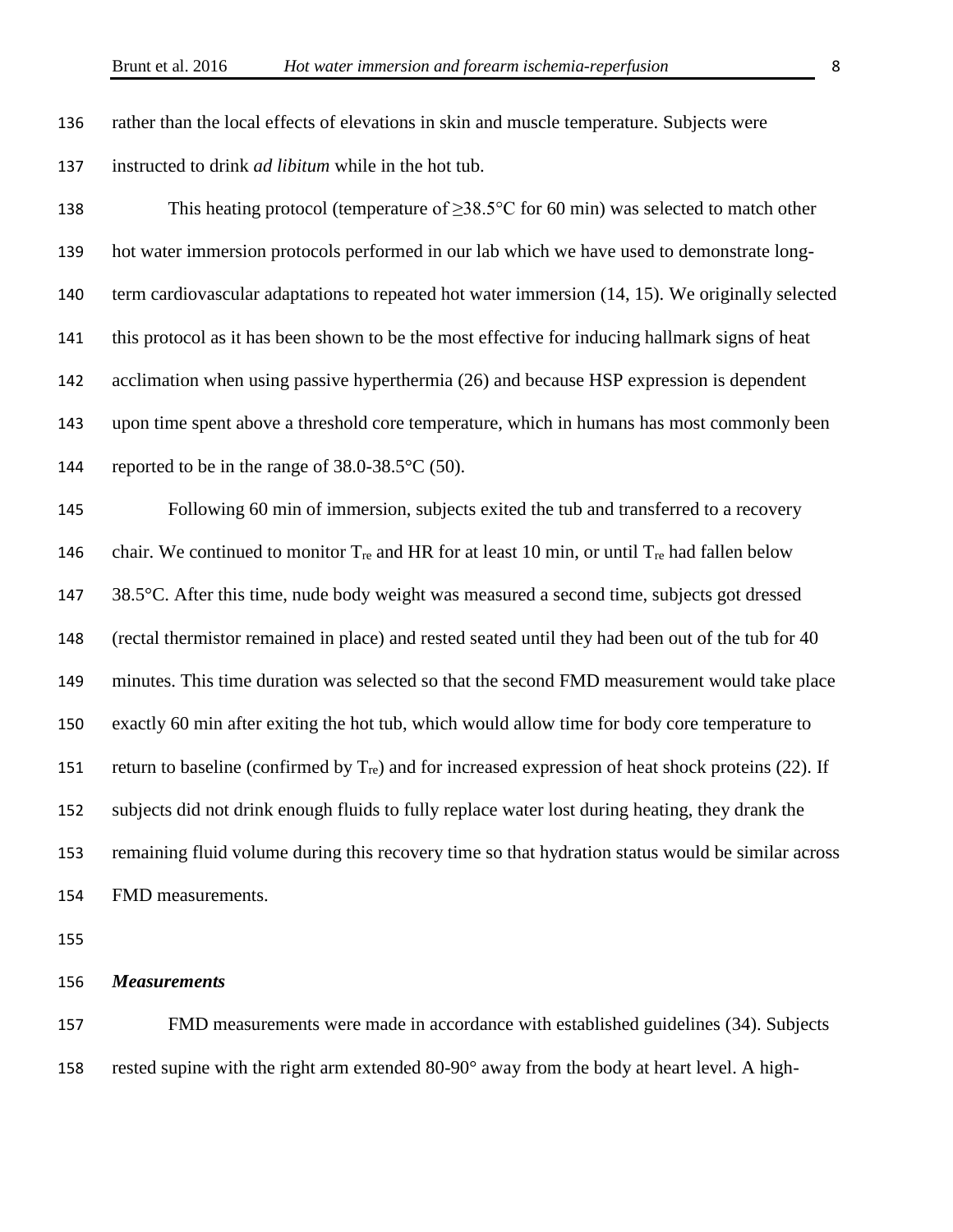rather than the local effects of elevations in skin and muscle temperature. Subjects were instructed to drink *ad libitum* while in the hot tub.

This heating protocol (temperature of ≥38.5°C for 60 min) was selected to match other hot water immersion protocols performed in our lab which we have used to demonstrate long-term cardiovascular adaptations to repeated hot water immersion (14, 15). We originally selected this protocol as it has been shown to be the most effective for inducing hallmark signs of heat acclimation when using passive hyperthermia (26) and because HSP expression is dependent upon time spent above a threshold core temperature, which in humans has most commonly been reported to be in the range of 38.0-38.5°C (50).

Following 60 min of immersion, subjects exited the tub and transferred to a recovery chair. We continued to monitor $T_{re}$ and HR for at least 10 min, or until $T_{re}$ had fallen below 38.5°C. After this time, nude body weight was measured a second time, subjects got dressed (rectal thermistor remained in place) and rested seated until they had been out of the tub for 40 minutes. This time duration was selected so that the second FMD measurement would take place exactly 60 min after exiting the hot tub, which would allow time for body core temperature to return to baseline (confirmed by $T_{re}$) and for increased expression of heat shock proteins (22). If subjects did not drink enough fluids to fully replace water lost during heating, they drank the remaining fluid volume during this recovery time so that hydration status would be similar across FMD measurements.

### *Measurements*

FMD measurements were made in accordance with established guidelines (34). Subjects rested supine with the right arm extended 80-90° away from the body at heart level. A high-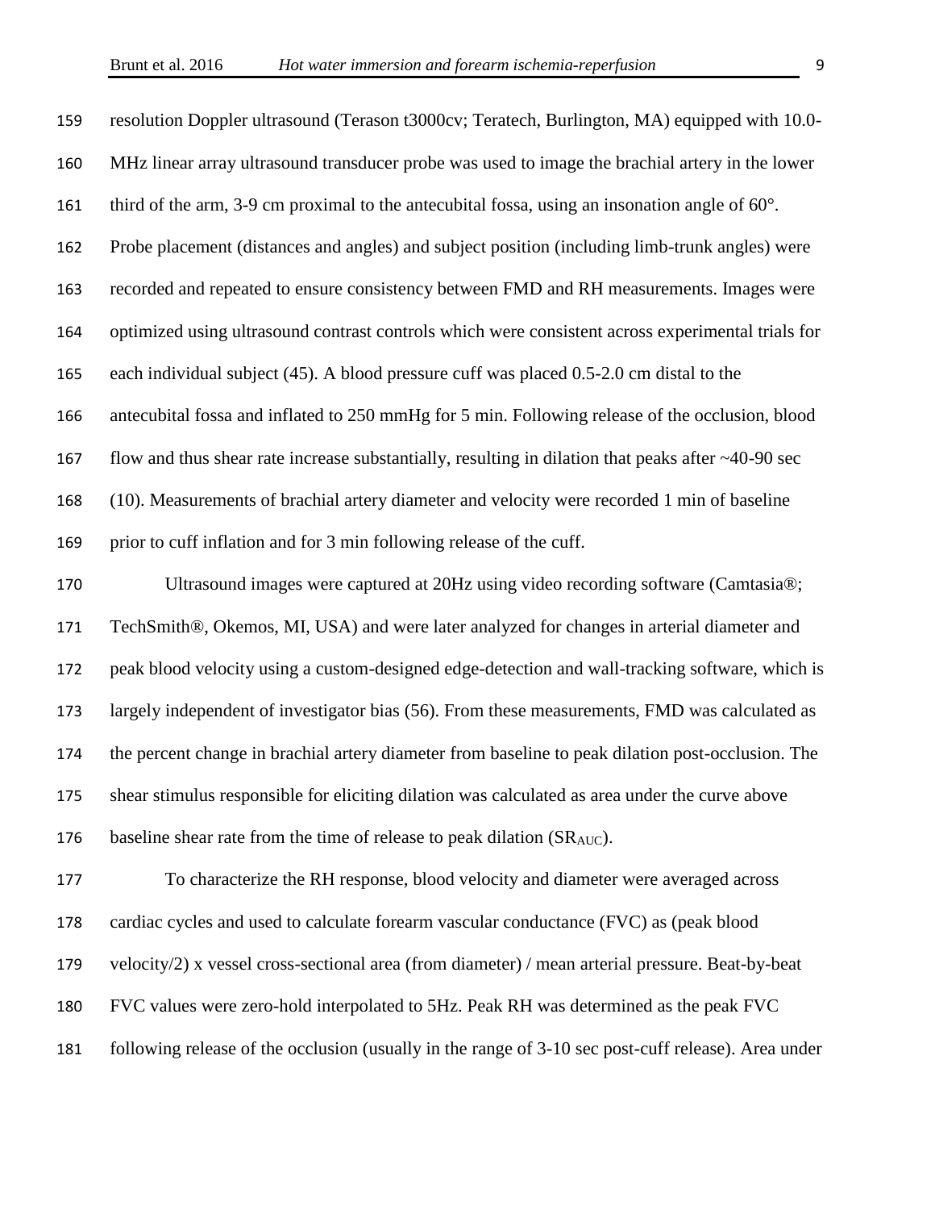resolution Doppler ultrasound (Terason t3000cv; Teratech, Burlington, MA) equipped with 10.0-MHz linear array ultrasound transducer probe was used to image the brachial artery in the lower third of the arm, 3-9 cm proximal to the antecubital fossa, using an insonation angle of 60°. Probe placement (distances and angles) and subject position (including limb-trunk angles) were recorded and repeated to ensure consistency between FMD and RH measurements. Images were optimized using ultrasound contrast controls which were consistent across experimental trials for each individual subject (45). A blood pressure cuff was placed 0.5-2.0 cm distal to the antecubital fossa and inflated to 250 mmHg for 5 min. Following release of the occlusion, blood flow and thus shear rate increase substantially, resulting in dilation that peaks after ~40-90 sec (10). Measurements of brachial artery diameter and velocity were recorded 1 min of baseline prior to cuff inflation and for 3 min following release of the cuff.

Ultrasound images were captured at 20Hz using video recording software (Camtasia®; TechSmith®, Okemos, MI, USA) and were later analyzed for changes in arterial diameter and peak blood velocity using a custom-designed edge-detection and wall-tracking software, which is largely independent of investigator bias (56). From these measurements, FMD was calculated as the percent change in brachial artery diameter from baseline to peak dilation post-occlusion. The shear stimulus responsible for eliciting dilation was calculated as area under the curve above baseline shear rate from the time of release to peak dilation ($SR_{AUC}$).

To characterize the RH response, blood velocity and diameter were averaged across cardiac cycles and used to calculate forearm vascular conductance (FVC) as (peak blood velocity/2) x vessel cross-sectional area (from diameter) / mean arterial pressure. Beat-by-beat FVC values were zero-hold interpolated to 5Hz. Peak RH was determined as the peak FVC following release of the occlusion (usually in the range of 3-10 sec post-cuff release). Area under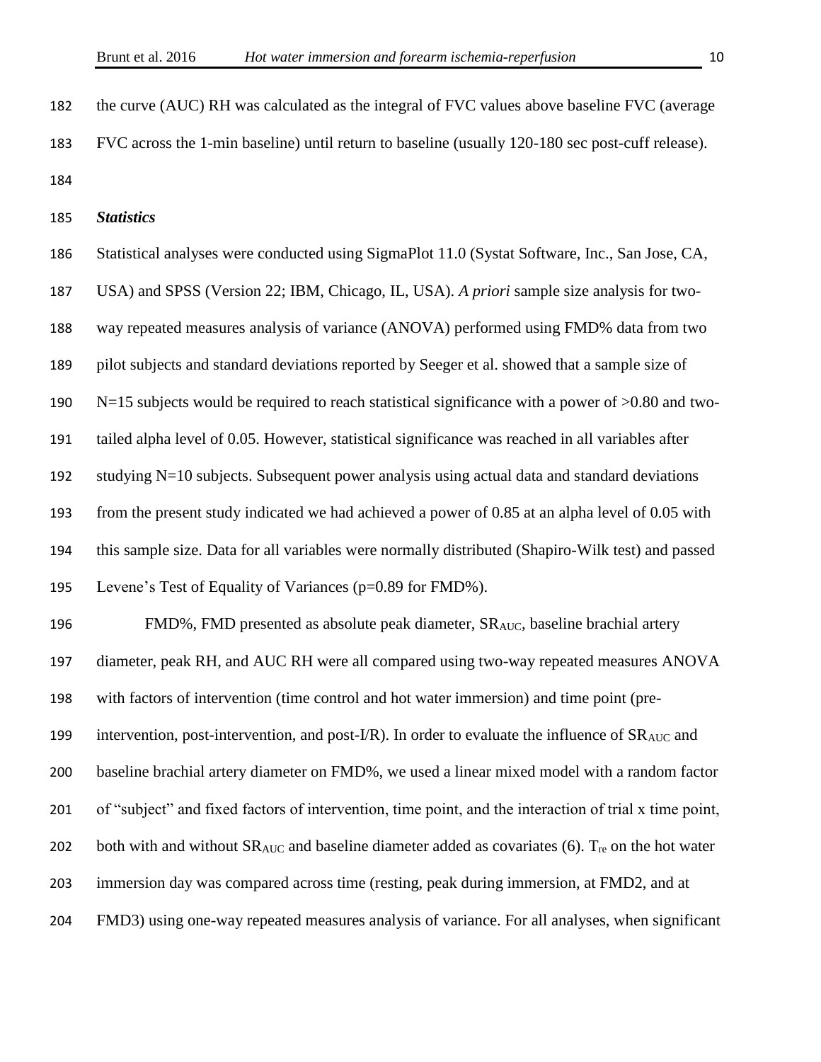the curve (AUC) RH was calculated as the integral of FVC values above baseline FVC (average FVC across the 1-min baseline) until return to baseline (usually 120-180 sec post-cuff release).

### *Statistics*

Statistical analyses were conducted using SigmaPlot 11.0 (Systat Software, Inc., San Jose, CA, USA) and SPSS (Version 22; IBM, Chicago, IL, USA). *A priori* sample size analysis for two-way repeated measures analysis of variance (ANOVA) performed using FMD% data from two pilot subjects and standard deviations reported by Seeger et al. showed that a sample size of N=15 subjects would be required to reach statistical significance with a power of >0.80 and two-tailed alpha level of 0.05. However, statistical significance was reached in all variables after studying N=10 subjects. Subsequent power analysis using actual data and standard deviations from the present study indicated we had achieved a power of 0.85 at an alpha level of 0.05 with this sample size. Data for all variables were normally distributed (Shapiro-Wilk test) and passed Levene's Test of Equality of Variances (p=0.89 for FMD%).

FMD%, FMD presented as absolute peak diameter, $SR_{AUC}$, baseline brachial artery diameter, peak RH, and AUC RH were all compared using two-way repeated measures ANOVA with factors of intervention (time control and hot water immersion) and time point (pre-intervention, post-intervention, and post-I/R). In order to evaluate the influence of $SR_{AUC}$ and baseline brachial artery diameter on FMD%, we used a linear mixed model with a random factor of "subject" and fixed factors of intervention, time point, and the interaction of trial x time point, both with and without $SR_{AUC}$ and baseline diameter added as covariates (6). $T_{re}$ on the hot water immersion day was compared across time (resting, peak during immersion, at FMD2, and at FMD3) using one-way repeated measures analysis of variance. For all analyses, when significant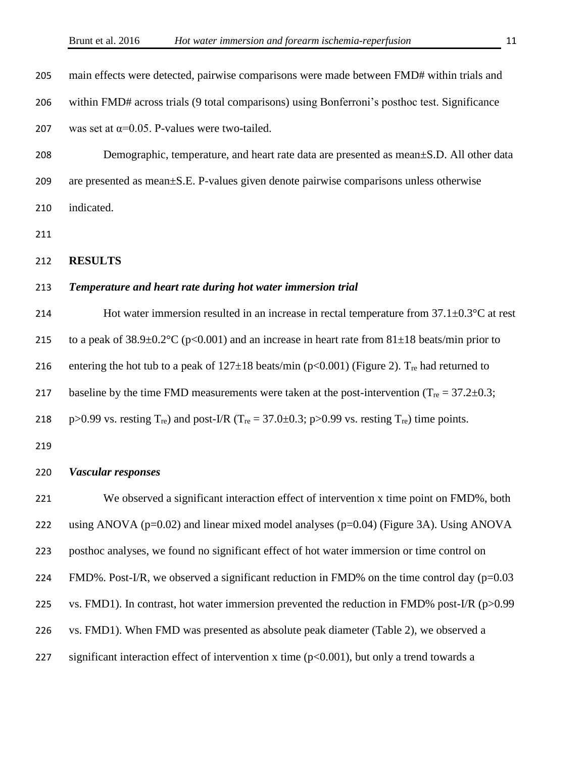main effects were detected, pairwise comparisons were made between FMD# within trials and within FMD# across trials (9 total comparisons) using Bonferroni's posthoc test. Significance was set at $\alpha=0.05$. P-values were two-tailed.

Demographic, temperature, and heart rate data are presented as mean±S.D. All other data are presented as mean±S.E. P-values given denote pairwise comparisons unless otherwise indicated.

## RESULTS

### *Temperature and heart rate during hot water immersion trial*

Hot water immersion resulted in an increase in rectal temperature from 37.1±0.3°C at rest to a peak of 38.9±0.2°C ($p<0.001$) and an increase in heart rate from 81±18 beats/min prior to entering the hot tub to a peak of 127±18 beats/min ($p<0.001$) (Figure 2). $T_{re}$ had returned to baseline by the time FMD measurements were taken at the post-intervention ($T_{re} = 37.2\pm0.3$; $p>0.99$ vs. resting $T_{re}$) and post-I/R ($T_{re} = 37.0\pm0.3$; $p>0.99$ vs. resting $T_{re}$) time points.

### *Vascular responses*

We observed a significant interaction effect of intervention x time point on FMD%, both using ANOVA ($p=0.02$) and linear mixed model analyses ($p=0.04$) (Figure 3A). Using ANOVA posthoc analyses, we found no significant effect of hot water immersion or time control on FMD%. Post-I/R, we observed a significant reduction in FMD% on the time control day ($p=0.03$ vs. FMD1). In contrast, hot water immersion prevented the reduction in FMD% post-I/R ($p>0.99$ vs. FMD1). When FMD was presented as absolute peak diameter (Table 2), we observed a significant interaction effect of intervention x time ($p<0.001$), but only a trend towards a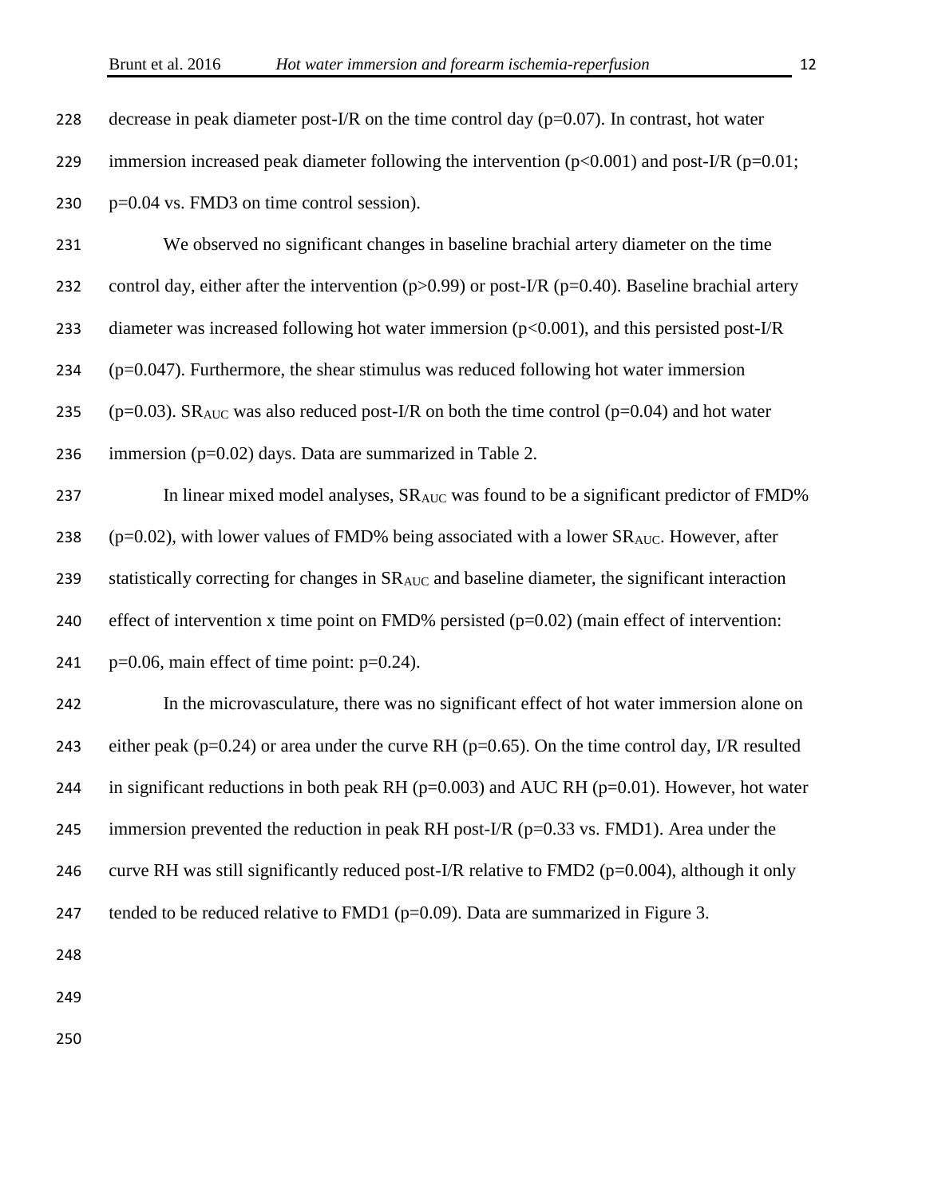decrease in peak diameter post-I/R on the time control day ($p=0.07$). In contrast, hot water immersion increased peak diameter following the intervention ($p<0.001$) and post-I/R ($p=0.01$; $p=0.04$ vs. FMD3 on time control session).

We observed no significant changes in baseline brachial artery diameter on the time control day, either after the intervention ($p>0.99$) or post-I/R ($p=0.40$). Baseline brachial artery diameter was increased following hot water immersion ($p<0.001$), and this persisted post-I/R ($p=0.047$). Furthermore, the shear stimulus was reduced following hot water immersion ($p=0.03$). $SR_{AUC}$ was also reduced post-I/R on both the time control ($p=0.04$) and hot water immersion ($p=0.02$) days. Data are summarized in Table 2.

In linear mixed model analyses, $SR_{AUC}$ was found to be a significant predictor of FMD% ($p=0.02$), with lower values of FMD% being associated with a lower $SR_{AUC}$. However, after statistically correcting for changes in $SR_{AUC}$ and baseline diameter, the significant interaction effect of intervention x time point on FMD% persisted ($p=0.02$) (main effect of intervention: $p=0.06$, main effect of time point: $p=0.24$).

In the microvasculature, there was no significant effect of hot water immersion alone on either peak ($p=0.24$) or area under the curve RH ($p=0.65$). On the time control day, I/R resulted in significant reductions in both peak RH ($p=0.003$) and AUC RH ($p=0.01$). However, hot water immersion prevented the reduction in peak RH post-I/R ($p=0.33$ vs. FMD1). Area under the curve RH was still significantly reduced post-I/R relative to FMD2 ($p=0.004$), although it only tended to be reduced relative to FMD1 ($p=0.09$). Data are summarized in Figure 3.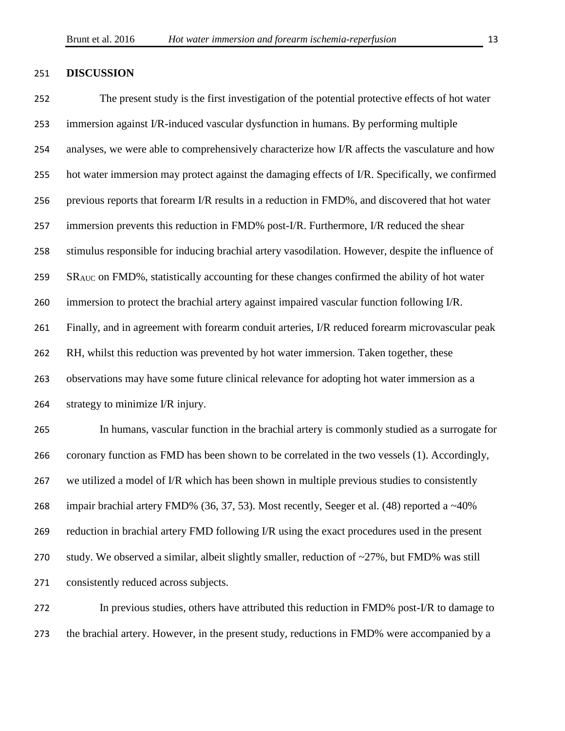## DISCUSSION

The present study is the first investigation of the potential protective effects of hot water immersion against I/R-induced vascular dysfunction in humans. By performing multiple analyses, we were able to comprehensively characterize how I/R affects the vasculature and how hot water immersion may protect against the damaging effects of I/R. Specifically, we confirmed previous reports that forearm I/R results in a reduction in FMD%, and discovered that hot water immersion prevents this reduction in FMD% post-I/R. Furthermore, I/R reduced the shear stimulus responsible for inducing brachial artery vasodilation. However, despite the influence of $SR_{AUC}$ on FMD%, statistically accounting for these changes confirmed the ability of hot water immersion to protect the brachial artery against impaired vascular function following I/R. Finally, and in agreement with forearm conduit arteries, I/R reduced forearm microvascular peak RH, whilst this reduction was prevented by hot water immersion. Taken together, these observations may have some future clinical relevance for adopting hot water immersion as a strategy to minimize I/R injury.

In humans, vascular function in the brachial artery is commonly studied as a surrogate for coronary function as FMD has been shown to be correlated in the two vessels (1). Accordingly, we utilized a model of I/R which has been shown in multiple previous studies to consistently impair brachial artery FMD% (36, 37, 53). Most recently, Seeger et al. (48) reported a ~40% reduction in brachial artery FMD following I/R using the exact procedures used in the present study. We observed a similar, albeit slightly smaller, reduction of ~27%, but FMD% was still consistently reduced across subjects.

In previous studies, others have attributed this reduction in FMD% post-I/R to damage to the brachial artery. However, in the present study, reductions in FMD% were accompanied by a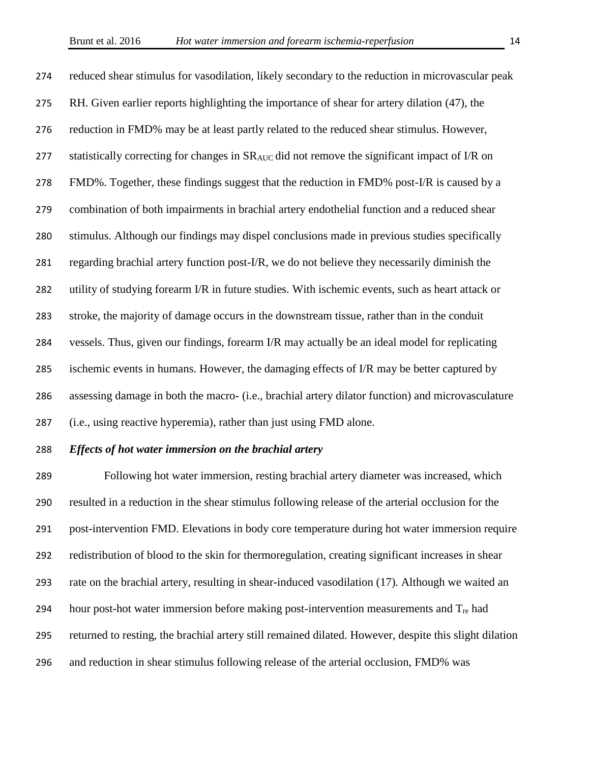reduced shear stimulus for vasodilation, likely secondary to the reduction in microvascular peak RH. Given earlier reports highlighting the importance of shear for artery dilation (47), the reduction in FMD% may be at least partly related to the reduced shear stimulus. However, statistically correcting for changes in $SR_{AUC}$ did not remove the significant impact of I/R on FMD%. Together, these findings suggest that the reduction in FMD% post-I/R is caused by a combination of both impairments in brachial artery endothelial function and a reduced shear stimulus. Although our findings may dispel conclusions made in previous studies specifically regarding brachial artery function post-I/R, we do not believe they necessarily diminish the utility of studying forearm I/R in future studies. With ischemic events, such as heart attack or stroke, the majority of damage occurs in the downstream tissue, rather than in the conduit vessels. Thus, given our findings, forearm I/R may actually be an ideal model for replicating ischemic events in humans. However, the damaging effects of I/R may be better captured by assessing damage in both the macro- (i.e., brachial artery dilator function) and microvasculature (i.e., using reactive hyperemia), rather than just using FMD alone.

***Effects of hot water immersion on the brachial artery***

Following hot water immersion, resting brachial artery diameter was increased, which resulted in a reduction in the shear stimulus following release of the arterial occlusion for the post-intervention FMD. Elevations in body core temperature during hot water immersion require redistribution of blood to the skin for thermoregulation, creating significant increases in shear rate on the brachial artery, resulting in shear-induced vasodilation (17). Although we waited an hour post-hot water immersion before making post-intervention measurements and $T_{re}$ had returned to resting, the brachial artery still remained dilated. However, despite this slight dilation and reduction in shear stimulus following release of the arterial occlusion, FMD% was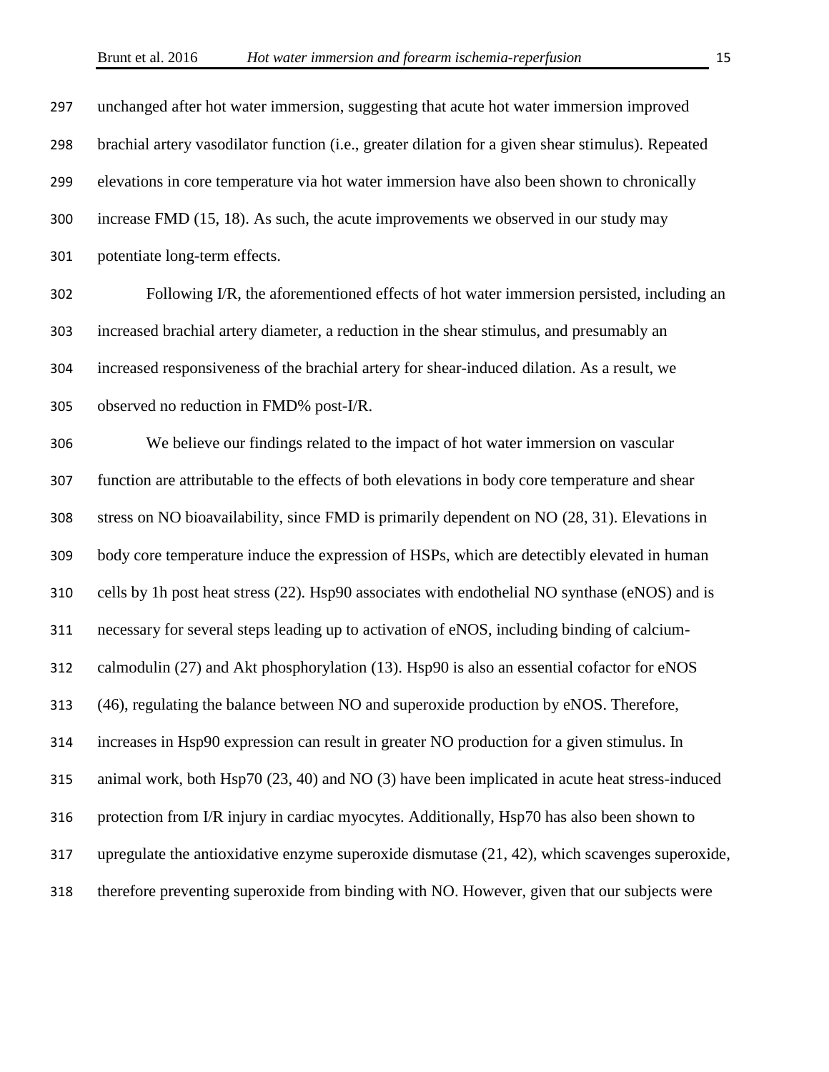unchanged after hot water immersion, suggesting that acute hot water immersion improved brachial artery vasodilator function (i.e., greater dilation for a given shear stimulus). Repeated elevations in core temperature via hot water immersion have also been shown to chronically increase FMD (15, 18). As such, the acute improvements we observed in our study may potentiate long-term effects.

Following I/R, the aforementioned effects of hot water immersion persisted, including an increased brachial artery diameter, a reduction in the shear stimulus, and presumably an increased responsiveness of the brachial artery for shear-induced dilation. As a result, we observed no reduction in FMD% post-I/R.

We believe our findings related to the impact of hot water immersion on vascular function are attributable to the effects of both elevations in body core temperature and shear stress on NO bioavailability, since FMD is primarily dependent on NO (28, 31). Elevations in body core temperature induce the expression of HSPs, which are detectibly elevated in human cells by 1h post heat stress (22). Hsp90 associates with endothelial NO synthase (eNOS) and is necessary for several steps leading up to activation of eNOS, including binding of calcium-calmodulin (27) and Akt phosphorylation (13). Hsp90 is also an essential cofactor for eNOS (46), regulating the balance between NO and superoxide production by eNOS. Therefore, increases in Hsp90 expression can result in greater NO production for a given stimulus. In animal work, both Hsp70 (23, 40) and NO (3) have been implicated in acute heat stress-induced protection from I/R injury in cardiac myocytes. Additionally, Hsp70 has also been shown to upregulate the antioxidative enzyme superoxide dismutase (21, 42), which scavenges superoxide, therefore preventing superoxide from binding with NO. However, given that our subjects were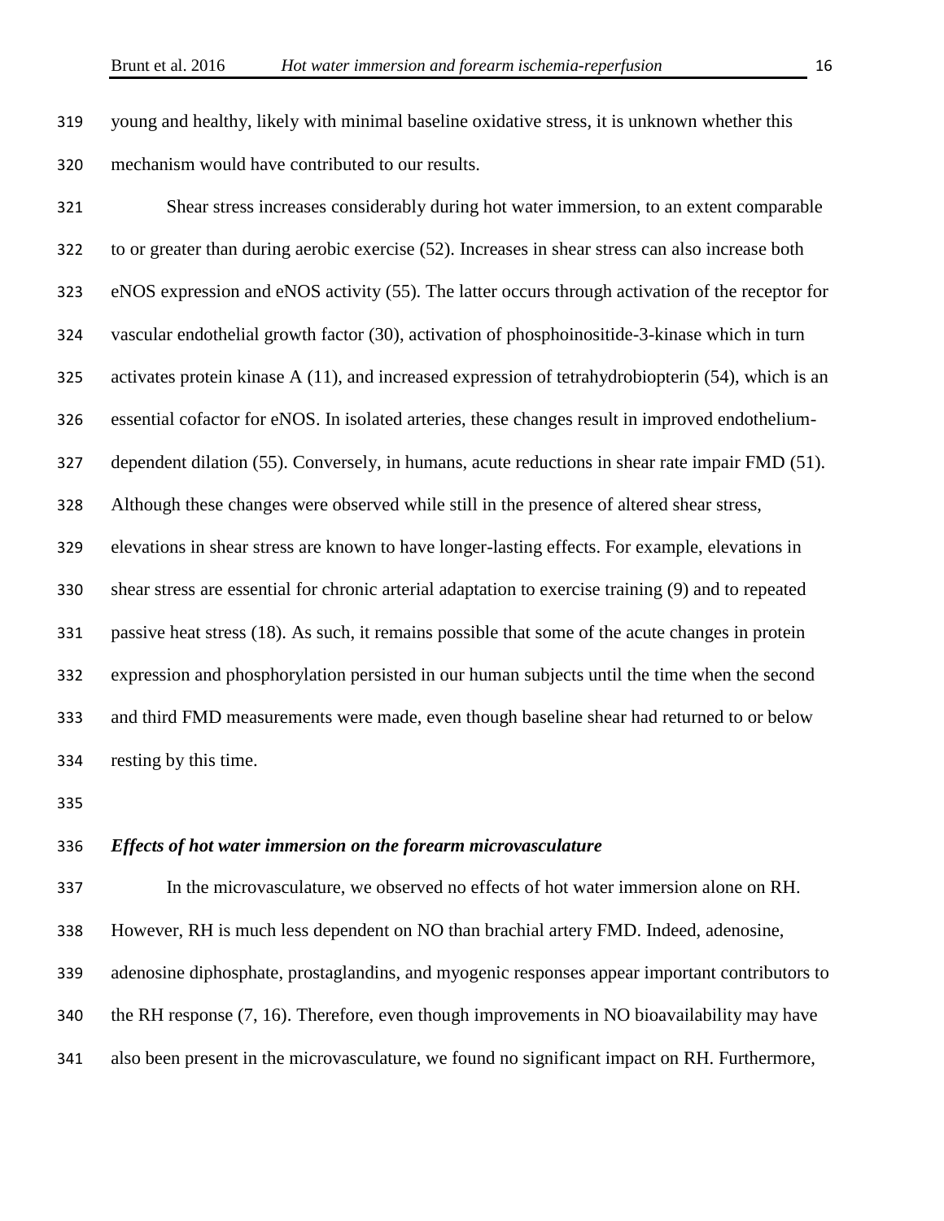young and healthy, likely with minimal baseline oxidative stress, it is unknown whether this mechanism would have contributed to our results.

Shear stress increases considerably during hot water immersion, to an extent comparable to or greater than during aerobic exercise (52). Increases in shear stress can also increase both eNOS expression and eNOS activity (55). The latter occurs through activation of the receptor for vascular endothelial growth factor (30), activation of phosphoinositide-3-kinase which in turn activates protein kinase A (11), and increased expression of tetrahydrobiopterin (54), which is an essential cofactor for eNOS. In isolated arteries, these changes result in improved endothelium-dependent dilation (55). Conversely, in humans, acute reductions in shear rate impair FMD (51). Although these changes were observed while still in the presence of altered shear stress, elevations in shear stress are known to have longer-lasting effects. For example, elevations in shear stress are essential for chronic arterial adaptation to exercise training (9) and to repeated passive heat stress (18). As such, it remains possible that some of the acute changes in protein expression and phosphorylation persisted in our human subjects until the time when the second and third FMD measurements were made, even though baseline shear had returned to or below resting by this time.

### *Effects of hot water immersion on the forearm microvasculature*

In the microvasculature, we observed no effects of hot water immersion alone on RH. However, RH is much less dependent on NO than brachial artery FMD. Indeed, adenosine, adenosine diphosphate, prostaglandins, and myogenic responses appear important contributors to the RH response (7, 16). Therefore, even though improvements in NO bioavailability may have also been present in the microvasculature, we found no significant impact on RH. Furthermore,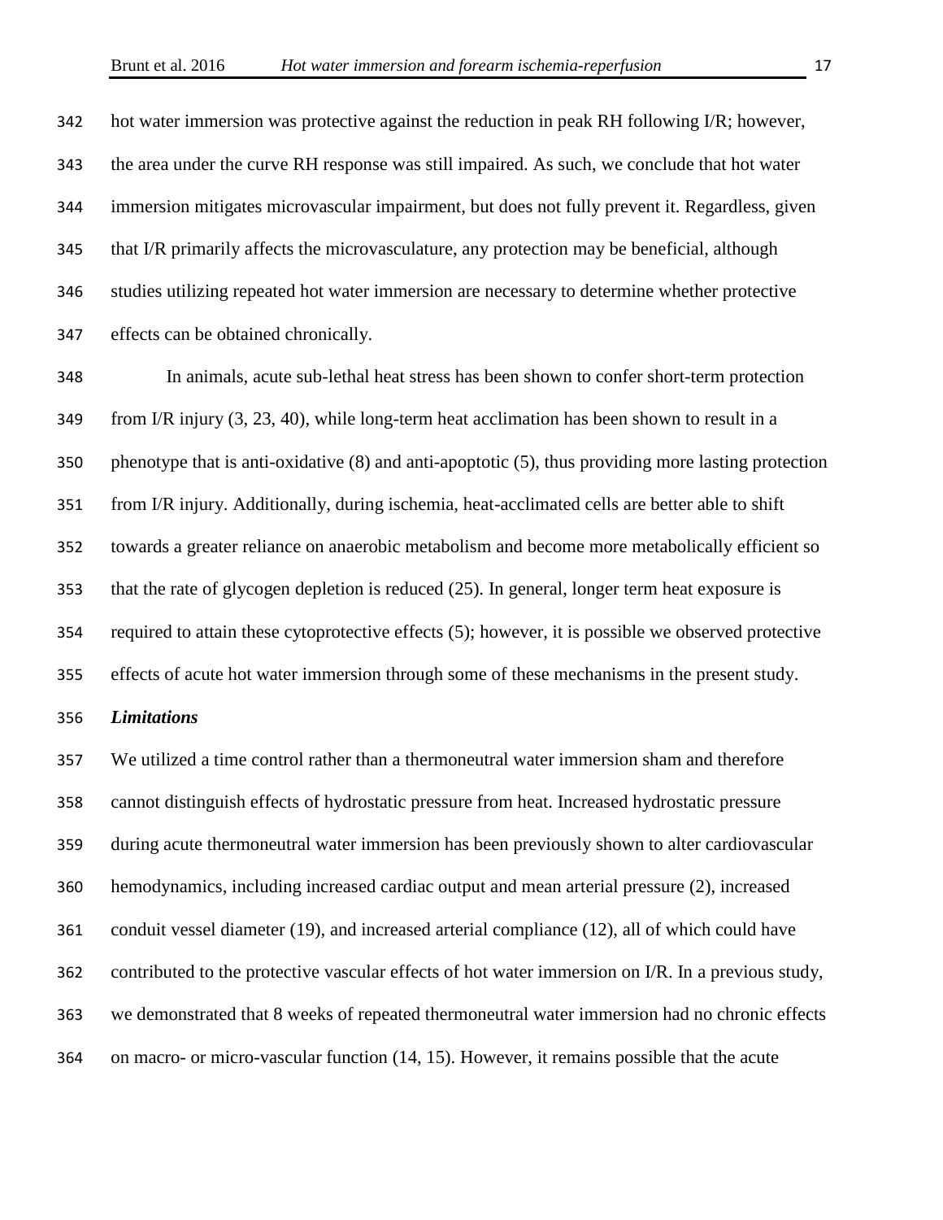hot water immersion was protective against the reduction in peak RH following I/R; however, the area under the curve RH response was still impaired. As such, we conclude that hot water immersion mitigates microvascular impairment, but does not fully prevent it. Regardless, given that I/R primarily affects the microvasculature, any protection may be beneficial, although studies utilizing repeated hot water immersion are necessary to determine whether protective effects can be obtained chronically.

In animals, acute sub-lethal heat stress has been shown to confer short-term protection from I/R injury (3, 23, 40), while long-term heat acclimation has been shown to result in a phenotype that is anti-oxidative (8) and anti-apoptotic (5), thus providing more lasting protection from I/R injury. Additionally, during ischemia, heat-acclimated cells are better able to shift towards a greater reliance on anaerobic metabolism and become more metabolically efficient so that the rate of glycogen depletion is reduced (25). In general, longer term heat exposure is required to attain these cytoprotective effects (5); however, it is possible we observed protective effects of acute hot water immersion through some of these mechanisms in the present study.

***Limitations***

We utilized a time control rather than a thermoneutral water immersion sham and therefore cannot distinguish effects of hydrostatic pressure from heat. Increased hydrostatic pressure during acute thermoneutral water immersion has been previously shown to alter cardiovascular hemodynamics, including increased cardiac output and mean arterial pressure (2), increased conduit vessel diameter (19), and increased arterial compliance (12), all of which could have contributed to the protective vascular effects of hot water immersion on I/R. In a previous study, we demonstrated that 8 weeks of repeated thermoneutral water immersion had no chronic effects on macro- or micro-vascular function (14, 15). However, it remains possible that the acute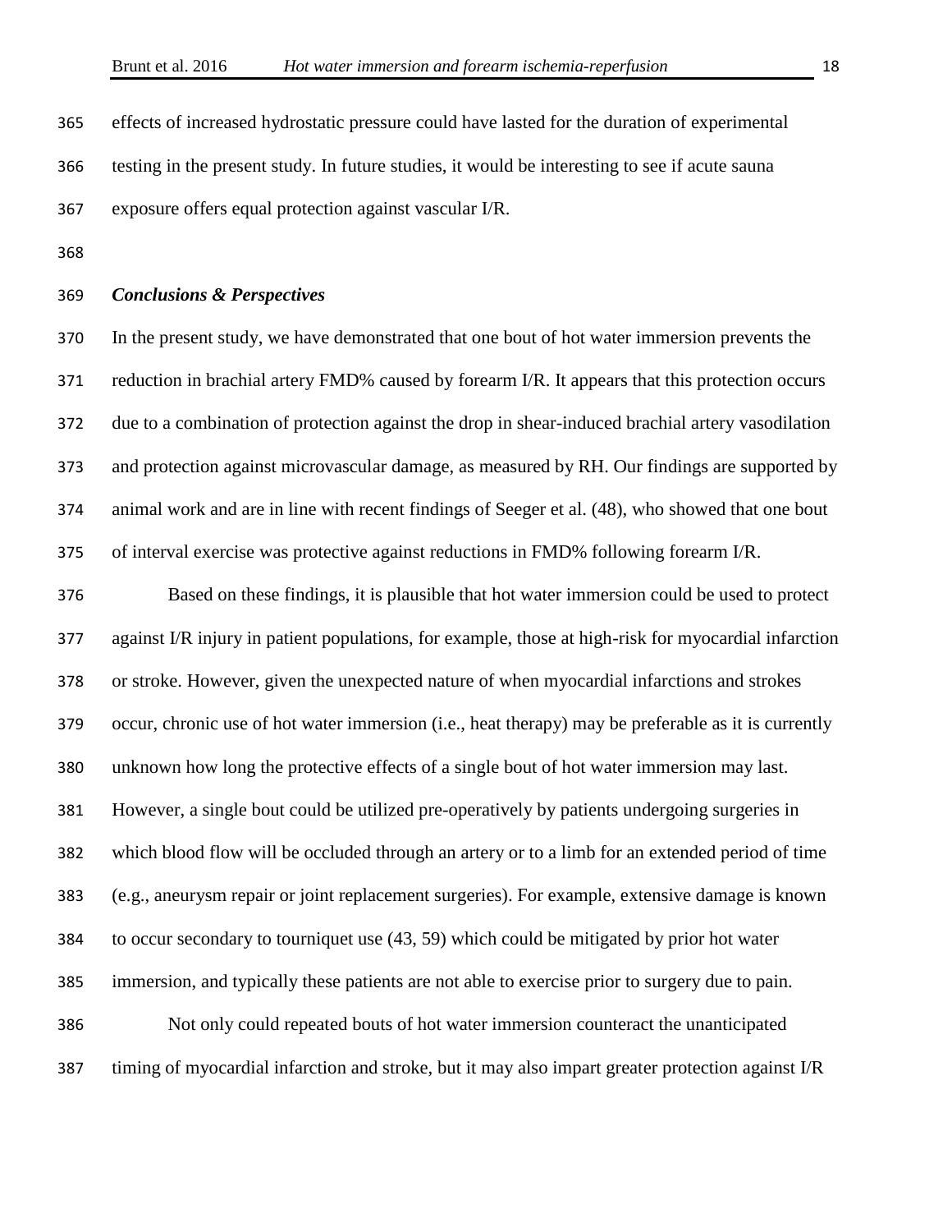effects of increased hydrostatic pressure could have lasted for the duration of experimental testing in the present study. In future studies, it would be interesting to see if acute sauna exposure offers equal protection against vascular I/R.

***Conclusions & Perspectives***

In the present study, we have demonstrated that one bout of hot water immersion prevents the reduction in brachial artery FMD% caused by forearm I/R. It appears that this protection occurs due to a combination of protection against the drop in shear-induced brachial artery vasodilation and protection against microvascular damage, as measured by RH. Our findings are supported by animal work and are in line with recent findings of Seeger et al. (48), who showed that one bout of interval exercise was protective against reductions in FMD% following forearm I/R.

Based on these findings, it is plausible that hot water immersion could be used to protect against I/R injury in patient populations, for example, those at high-risk for myocardial infarction or stroke. However, given the unexpected nature of when myocardial infarctions and strokes occur, chronic use of hot water immersion (i.e., heat therapy) may be preferable as it is currently unknown how long the protective effects of a single bout of hot water immersion may last. However, a single bout could be utilized pre-operatively by patients undergoing surgeries in which blood flow will be occluded through an artery or to a limb for an extended period of time (e.g., aneurysm repair or joint replacement surgeries). For example, extensive damage is known to occur secondary to tourniquet use (43, 59) which could be mitigated by prior hot water immersion, and typically these patients are not able to exercise prior to surgery due to pain.

Not only could repeated bouts of hot water immersion counteract the unanticipated timing of myocardial infarction and stroke, but it may also impart greater protection against I/R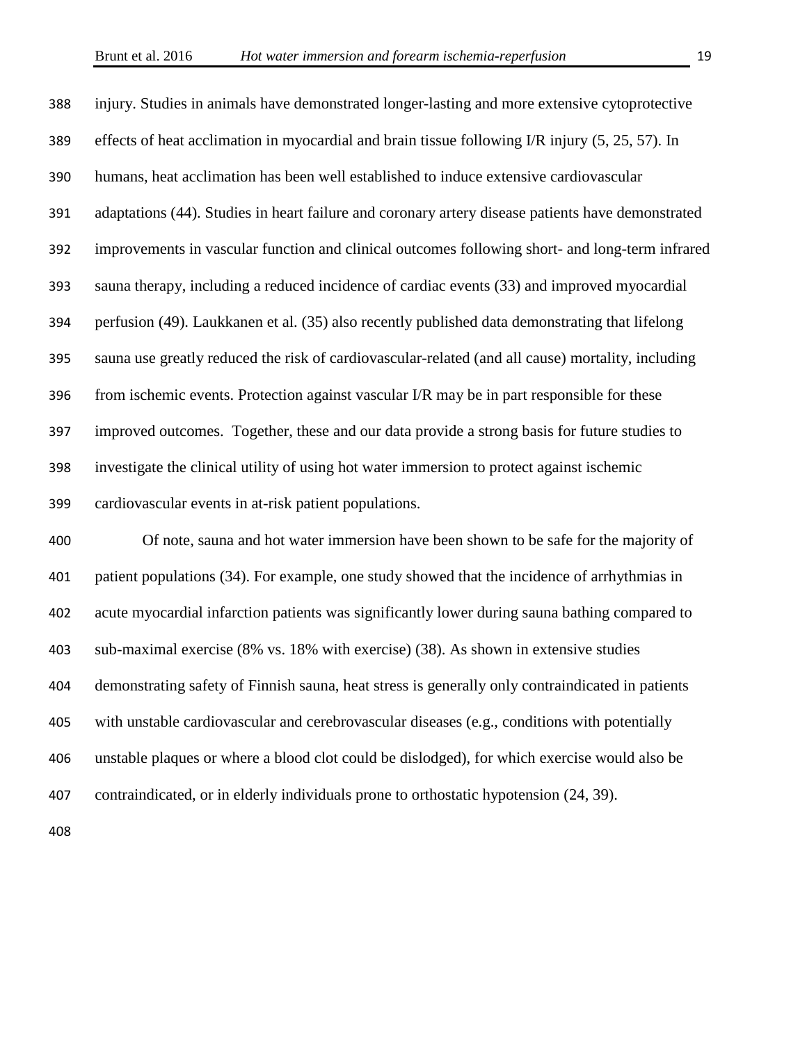injury. Studies in animals have demonstrated longer-lasting and more extensive cytoprotective effects of heat acclimation in myocardial and brain tissue following I/R injury (5, 25, 57). In humans, heat acclimation has been well established to induce extensive cardiovascular adaptations (44). Studies in heart failure and coronary artery disease patients have demonstrated improvements in vascular function and clinical outcomes following short- and long-term infrared sauna therapy, including a reduced incidence of cardiac events (33) and improved myocardial perfusion (49). Laukkanen et al. (35) also recently published data demonstrating that lifelong sauna use greatly reduced the risk of cardiovascular-related (and all cause) mortality, including from ischemic events. Protection against vascular I/R may be in part responsible for these improved outcomes. Together, these and our data provide a strong basis for future studies to investigate the clinical utility of using hot water immersion to protect against ischemic cardiovascular events in at-risk patient populations.

Of note, sauna and hot water immersion have been shown to be safe for the majority of patient populations (34). For example, one study showed that the incidence of arrhythmias in acute myocardial infarction patients was significantly lower during sauna bathing compared to sub-maximal exercise (8% vs. 18% with exercise) (38). As shown in extensive studies demonstrating safety of Finnish sauna, heat stress is generally only contraindicated in patients with unstable cardiovascular and cerebrovascular diseases (e.g., conditions with potentially unstable plaques or where a blood clot could be dislodged), for which exercise would also be contraindicated, or in elderly individuals prone to orthostatic hypotension (24, 39).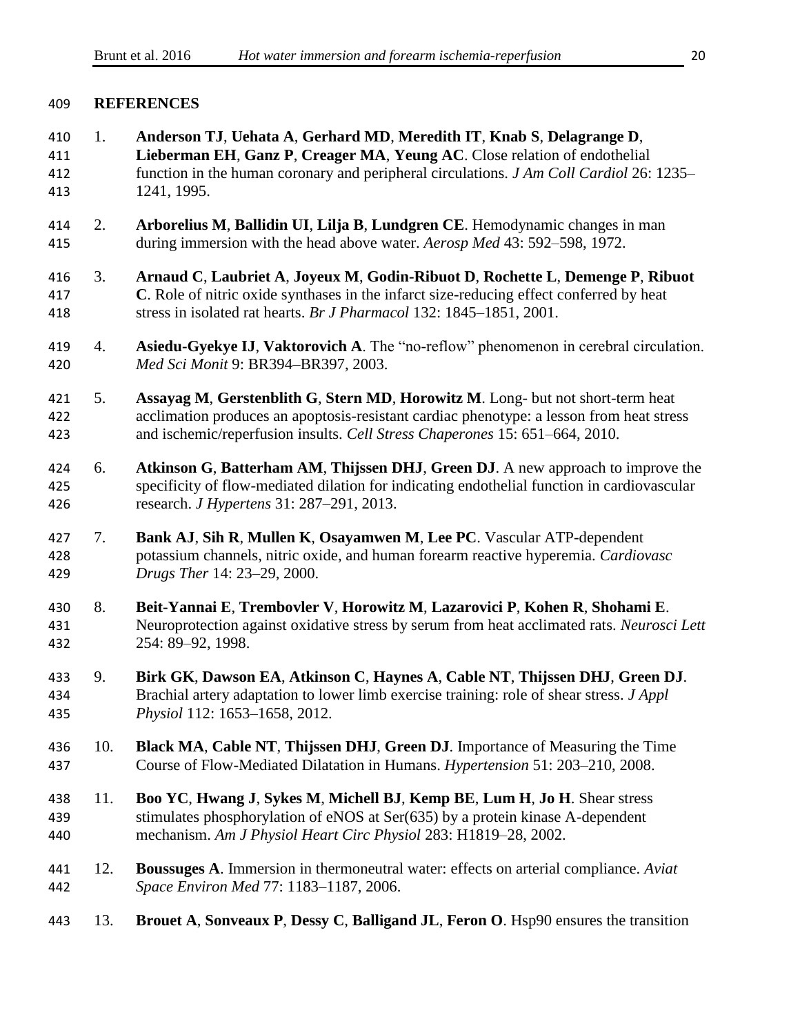## REFERENCES

1. **Anderson TJ**, **Uehata A**, **Gerhard MD**, **Meredith IT**, **Knab S**, **Delagrange D**, **Lieberman EH**, **Ganz P**, **Creager MA**, **Yeung AC**. Close relation of endothelial function in the human coronary and peripheral circulations. *J Am Coll Cardiol* 26: 1235–1241, 1995.

2. **Arborelius M**, **Ballidin UI**, **Lilja B**, **Lundgren CE**. Hemodynamic changes in man during immersion with the head above water. *Aerosp Med* 43: 592–598, 1972.

3. **Arnaud C**, **Laubriet A**, **Joyeux M**, **Godin-Ribuot D**, **Rochette L**, **Demenge P**, **Ribuot C**. Role of nitric oxide synthases in the infarct size-reducing effect conferred by heat stress in isolated rat hearts. *Br J Pharmacol* 132: 1845–1851, 2001.

4. **Asiedu-Gyekye IJ**, **Vaktorovich A**. The "no-reflow" phenomenon in cerebral circulation. *Med Sci Monit* 9: BR394–BR397, 2003.

5. **Assayag M**, **Gerstenblith G**, **Stern MD**, **Horowitz M**. Long- but not short-term heat acclimation produces an apoptosis-resistant cardiac phenotype: a lesson from heat stress and ischemic/reperfusion insults. *Cell Stress Chaperones* 15: 651–664, 2010.

6. **Atkinson G**, **Batterham AM**, **Thijssen DHJ**, **Green DJ**. A new approach to improve the specificity of flow-mediated dilation for indicating endothelial function in cardiovascular research. *J Hypertens* 31: 287–291, 2013.

7. **Bank AJ**, **Sih R**, **Mullen K**, **Osayamwen M**, **Lee PC**. Vascular ATP-dependent potassium channels, nitric oxide, and human forearm reactive hyperemia. *Cardiovasc Drugs Ther* 14: 23–29, 2000.

8. **Beit-Yannai E**, **Trembovler V**, **Horowitz M**, **Lazarovici P**, **Kohen R**, **Shohami E**. Neuroprotection against oxidative stress by serum from heat acclimated rats. *Neurosci Lett* 254: 89–92, 1998.

9. **Birk GK**, **Dawson EA**, **Atkinson C**, **Haynes A**, **Cable NT**, **Thijssen DHJ**, **Green DJ**. Brachial artery adaptation to lower limb exercise training: role of shear stress. *J Appl Physiol* 112: 1653–1658, 2012.

10. **Black MA**, **Cable NT**, **Thijssen DHJ**, **Green DJ**. Importance of Measuring the Time Course of Flow-Mediated Dilatation in Humans. *Hypertension* 51: 203–210, 2008.

11. **Boo YC**, **Hwang J**, **Sykes M**, **Michell BJ**, **Kemp BE**, **Lum H**, **Jo H**. Shear stress stimulates phosphorylation of eNOS at Ser(635) by a protein kinase A-dependent mechanism. *Am J Physiol Heart Circ Physiol* 283: H1819–28, 2002.

12. **Boussuges A**. Immersion in thermoneutral water: effects on arterial compliance. *Aviat Space Environ Med* 77: 1183–1187, 2006.

13. **Brouet A**, **Sonveaux P**, **Dessy C**, **Balligand JL**, **Feron O**. Hsp90 ensures the transition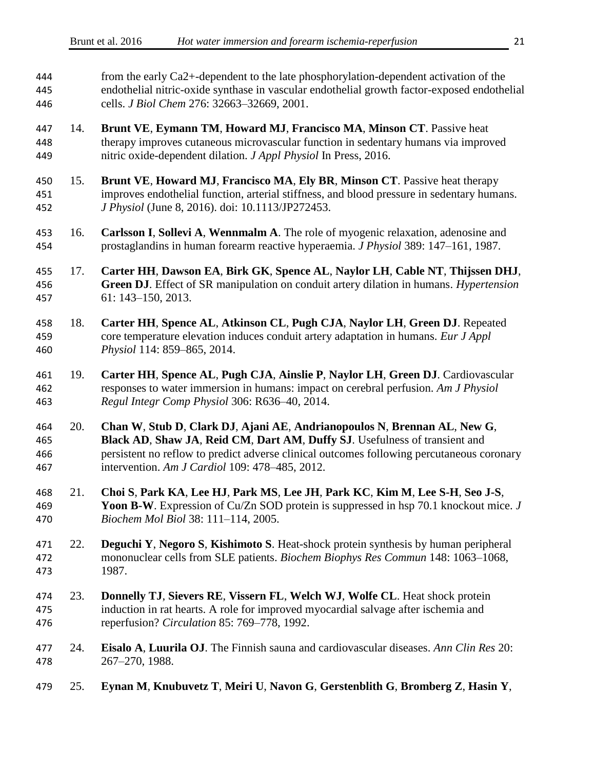from the early Ca2+-dependent to the late phosphorylation-dependent activation of the endothelial nitric-oxide synthase in vascular endothelial growth factor-exposed endothelial cells. *J Biol Chem* 276: 32663–32669, 2001.

14. **Brunt VE**, **Eymann TM**, **Howard MJ**, **Francisco MA**, **Minson CT**. Passive heat therapy improves cutaneous microvascular function in sedentary humans via improved nitric oxide-dependent dilation. *J Appl Physiol* In Press, 2016.

15. **Brunt VE**, **Howard MJ**, **Francisco MA**, **Ely BR**, **Minson CT**. Passive heat therapy improves endothelial function, arterial stiffness, and blood pressure in sedentary humans. *J Physiol* (June 8, 2016). doi: 10.1113/JP272453.

16. **Carlsson I**, **Sollevi A**, **Wennmalm A**. The role of myogenic relaxation, adenosine and prostaglandins in human forearm reactive hyperaemia. *J Physiol* 389: 147–161, 1987.

17. **Carter HH**, **Dawson EA**, **Birk GK**, **Spence AL**, **Naylor LH**, **Cable NT**, **Thijssen DHJ**, **Green DJ**. Effect of SR manipulation on conduit artery dilation in humans. *Hypertension* 61: 143–150, 2013.

18. **Carter HH**, **Spence AL**, **Atkinson CL**, **Pugh CJA**, **Naylor LH**, **Green DJ**. Repeated core temperature elevation induces conduit artery adaptation in humans. *Eur J Appl Physiol* 114: 859–865, 2014.

19. **Carter HH**, **Spence AL**, **Pugh CJA**, **Ainslie P**, **Naylor LH**, **Green DJ**. Cardiovascular responses to water immersion in humans: impact on cerebral perfusion. *Am J Physiol Regul Integr Comp Physiol* 306: R636–40, 2014.

20. **Chan W**, **Stub D**, **Clark DJ**, **Ajani AE**, **Andrianopoulos N**, **Brennan AL**, **New G**, **Black AD**, **Shaw JA**, **Reid CM**, **Dart AM**, **Duffy SJ**. Usefulness of transient and persistent no reflow to predict adverse clinical outcomes following percutaneous coronary intervention. *Am J Cardiol* 109: 478–485, 2012.

21. **Choi S**, **Park KA**, **Lee HJ**, **Park MS**, **Lee JH**, **Park KC**, **Kim M**, **Lee S-H**, **Seo J-S**, **Yoon B-W**. Expression of Cu/Zn SOD protein is suppressed in hsp 70.1 knockout mice. *J Biochem Mol Biol* 38: 111–114, 2005.

22. **Deguchi Y**, **Negoro S**, **Kishimoto S**. Heat-shock protein synthesis by human peripheral mononuclear cells from SLE patients. *Biochem Biophys Res Commun* 148: 1063–1068, 1987.

23. **Donnelly TJ**, **Sievers RE**, **Vissern FL**, **Welch WJ**, **Wolfe CL**. Heat shock protein induction in rat hearts. A role for improved myocardial salvage after ischemia and reperfusion? *Circulation* 85: 769–778, 1992.

24. **Eisalo A**, **Luurila OJ**. The Finnish sauna and cardiovascular diseases. *Ann Clin Res* 20: 267–270, 1988.

25. **Eynan M**, **Knubuvetz T**, **Meiri U**, **Navon G**, **Gerstenblith G**, **Bromberg Z**, **Hasin Y**,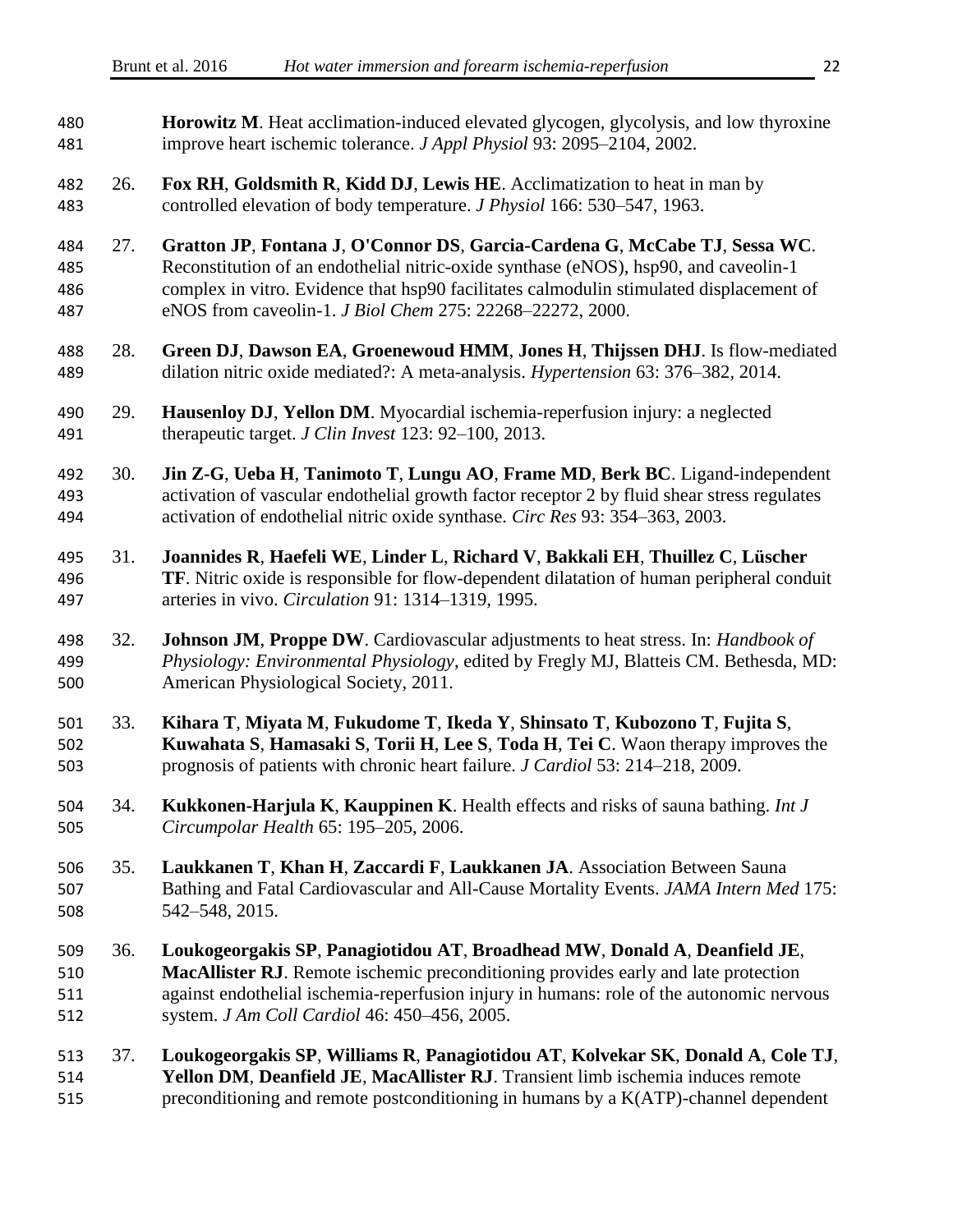**Horowitz M**. Heat acclimation-induced elevated glycogen, glycolysis, and low thyroxine improve heart ischemic tolerance. *J Appl Physiol* 93: 2095–2104, 2002.

26. **Fox RH**, **Goldsmith R**, **Kidd DJ**, **Lewis HE**. Acclimatization to heat in man by controlled elevation of body temperature. *J Physiol* 166: 530–547, 1963.

27. **Gratton JP**, **Fontana J**, **O'Connor DS**, **Garcia-Cardena G**, **McCabe TJ**, **Sessa WC**. Reconstitution of an endothelial nitric-oxide synthase (eNOS), hsp90, and caveolin-1 complex in vitro. Evidence that hsp90 facilitates calmodulin stimulated displacement of eNOS from caveolin-1. *J Biol Chem* 275: 22268–22272, 2000.

28. **Green DJ**, **Dawson EA**, **Groenewoud HMM**, **Jones H**, **Thijssen DHJ**. Is flow-mediated dilation nitric oxide mediated?: A meta-analysis. *Hypertension* 63: 376–382, 2014.

29. **Hausenloy DJ**, **Yellon DM**. Myocardial ischemia-reperfusion injury: a neglected therapeutic target. *J Clin Invest* 123: 92–100, 2013.

30. **Jin Z-G**, **Ueba H**, **Tanimoto T**, **Lungu AO**, **Frame MD**, **Berk BC**. Ligand-independent activation of vascular endothelial growth factor receptor 2 by fluid shear stress regulates activation of endothelial nitric oxide synthase. *Circ Res* 93: 354–363, 2003.

31. **Joannides R**, **Haefeli WE**, **Linder L**, **Richard V**, **Bakkali EH**, **Thuillez C**, **Lüscher TF**. Nitric oxide is responsible for flow-dependent dilatation of human peripheral conduit arteries in vivo. *Circulation* 91: 1314–1319, 1995.

32. **Johnson JM**, **Proppe DW**. Cardiovascular adjustments to heat stress. In: *Handbook of Physiology: Environmental Physiology*, edited by Fregly MJ, Blatteis CM. Bethesda, MD: American Physiological Society, 2011.

33. **Kihara T**, **Miyata M**, **Fukudome T**, **Ikeda Y**, **Shinsato T**, **Kubozono T**, **Fujita S**, **Kuwahata S**, **Hamasaki S**, **Torii H**, **Lee S**, **Toda H**, **Tei C**. Waon therapy improves the prognosis of patients with chronic heart failure. *J Cardiol* 53: 214–218, 2009.

34. **Kukkonen-Harjula K**, **Kauppinen K**. Health effects and risks of sauna bathing. *Int J Circumpolar Health* 65: 195–205, 2006.

35. **Laukkanen T**, **Khan H**, **Zaccardi F**, **Laukkanen JA**. Association Between Sauna Bathing and Fatal Cardiovascular and All-Cause Mortality Events. *JAMA Intern Med* 175: 542–548, 2015.

36. **Loukogeorgakis SP**, **Panagiotidou AT**, **Broadhead MW**, **Donald A**, **Deanfield JE**, **MacAllister RJ**. Remote ischemic preconditioning provides early and late protection against endothelial ischemia-reperfusion injury in humans: role of the autonomic nervous system. *J Am Coll Cardiol* 46: 450–456, 2005.

37. **Loukogeorgakis SP**, **Williams R**, **Panagiotidou AT**, **Kolvekar SK**, **Donald A**, **Cole TJ**, **Yellon DM**, **Deanfield JE**, **MacAllister RJ**. Transient limb ischemia induces remote preconditioning and remote postconditioning in humans by a K(ATP)-channel dependent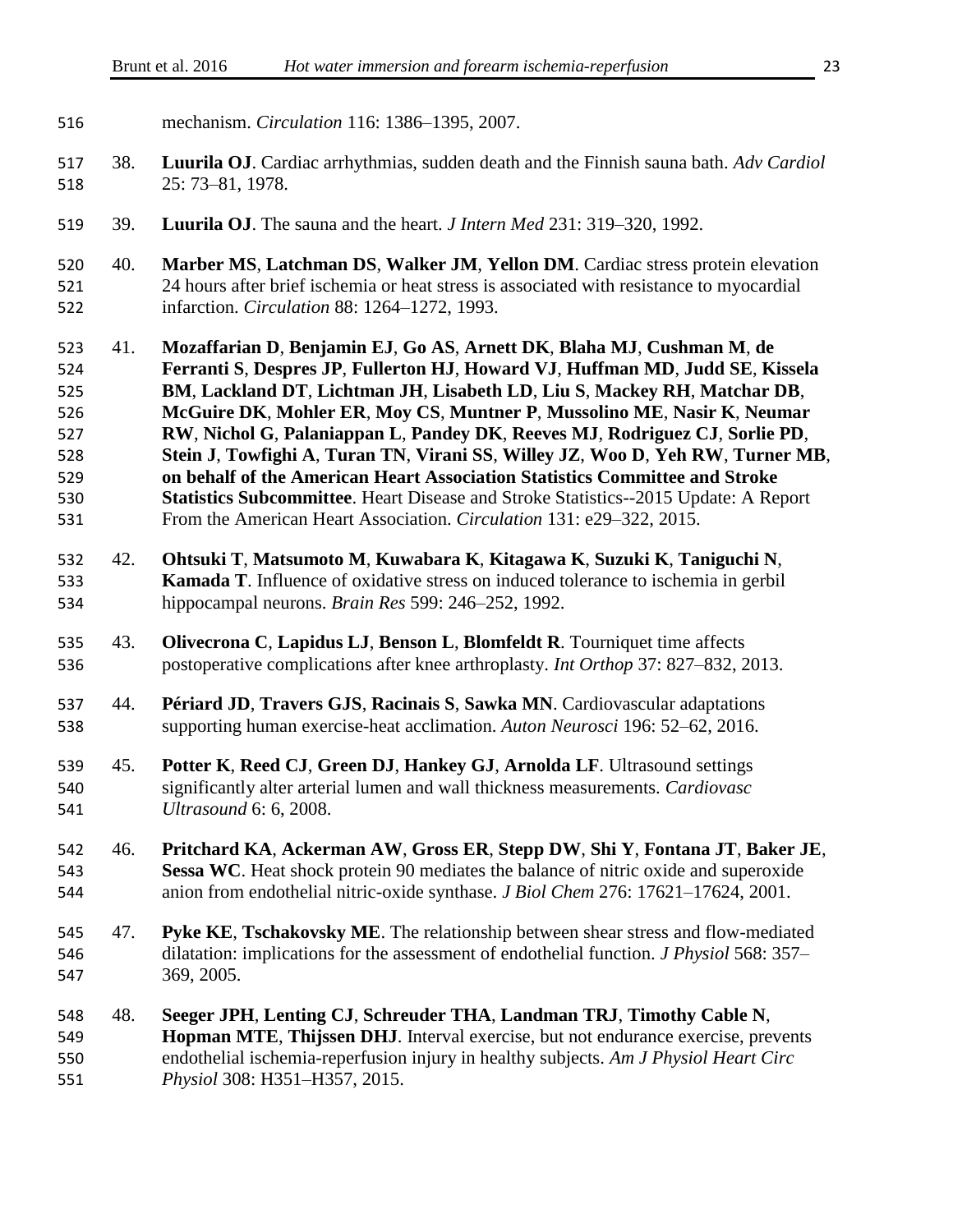mechanism. *Circulation* 116: 1386–1395, 2007.

38. **Luurila OJ**. Cardiac arrhythmias, sudden death and the Finnish sauna bath. *Adv Cardiol* 25: 73–81, 1978.

39. **Luurila OJ**. The sauna and the heart. *J Intern Med* 231: 319–320, 1992.

40. **Marber MS**, **Latchman DS**, **Walker JM**, **Yellon DM**. Cardiac stress protein elevation 24 hours after brief ischemia or heat stress is associated with resistance to myocardial infarction. *Circulation* 88: 1264–1272, 1993.

41. **Mozaffarian D**, **Benjamin EJ**, **Go AS**, **Arnett DK**, **Blaha MJ**, **Cushman M**, **de Ferranti S**, **Despres JP**, **Fullerton HJ**, **Howard VJ**, **Huffman MD**, **Judd SE**, **Kissela BM**, **Lackland DT**, **Lichtman JH**, **Lisabeth LD**, **Liu S**, **Mackey RH**, **Matchar DB**, **McGuire DK**, **Mohler ER**, **Moy CS**, **Muntner P**, **Mussolino ME**, **Nasir K**, **Neumar RW**, **Nichol G**, **Palaniappan L**, **Pandey DK**, **Reeves MJ**, **Rodriguez CJ**, **Sorlie PD**, **Stein J**, **Towfighi A**, **Turan TN**, **Virani SS**, **Willey JZ**, **Woo D**, **Yeh RW**, **Turner MB**, **on behalf of the American Heart Association Statistics Committee and Stroke Statistics Subcommittee**. Heart Disease and Stroke Statistics--2015 Update: A Report From the American Heart Association. *Circulation* 131: e29–322, 2015.

42. **Ohtsuki T**, **Matsumoto M**, **Kuwabara K**, **Kitagawa K**, **Suzuki K**, **Taniguchi N**, **Kamada T**. Influence of oxidative stress on induced tolerance to ischemia in gerbil hippocampal neurons. *Brain Res* 599: 246–252, 1992.

43. **Olivecrona C**, **Lapidus LJ**, **Benson L**, **Blomfeldt R**. Tourniquet time affects postoperative complications after knee arthroplasty. *Int Orthop* 37: 827–832, 2013.

44. **Périard JD**, **Travers GJS**, **Racinais S**, **Sawka MN**. Cardiovascular adaptations supporting human exercise-heat acclimation. *Auton Neurosci* 196: 52–62, 2016.

45. **Potter K**, **Reed CJ**, **Green DJ**, **Hankey GJ**, **Arnolda LF**. Ultrasound settings significantly alter arterial lumen and wall thickness measurements. *Cardiovasc Ultrasound* 6: 6, 2008.

46. **Pritchard KA**, **Ackerman AW**, **Gross ER**, **Stepp DW**, **Shi Y**, **Fontana JT**, **Baker JE**, **Sessa WC**. Heat shock protein 90 mediates the balance of nitric oxide and superoxide anion from endothelial nitric-oxide synthase. *J Biol Chem* 276: 17621–17624, 2001.

47. **Pyke KE**, **Tschakovsky ME**. The relationship between shear stress and flow-mediated dilatation: implications for the assessment of endothelial function. *J Physiol* 568: 357–369, 2005.

48. **Seeger JPH**, **Lenting CJ**, **Schreuder THA**, **Landman TRJ**, **Timothy Cable N**, **Hopman MTE**, **Thijssen DHJ**. Interval exercise, but not endurance exercise, prevents endothelial ischemia-reperfusion injury in healthy subjects. *Am J Physiol Heart Circ Physiol* 308: H351–H357, 2015.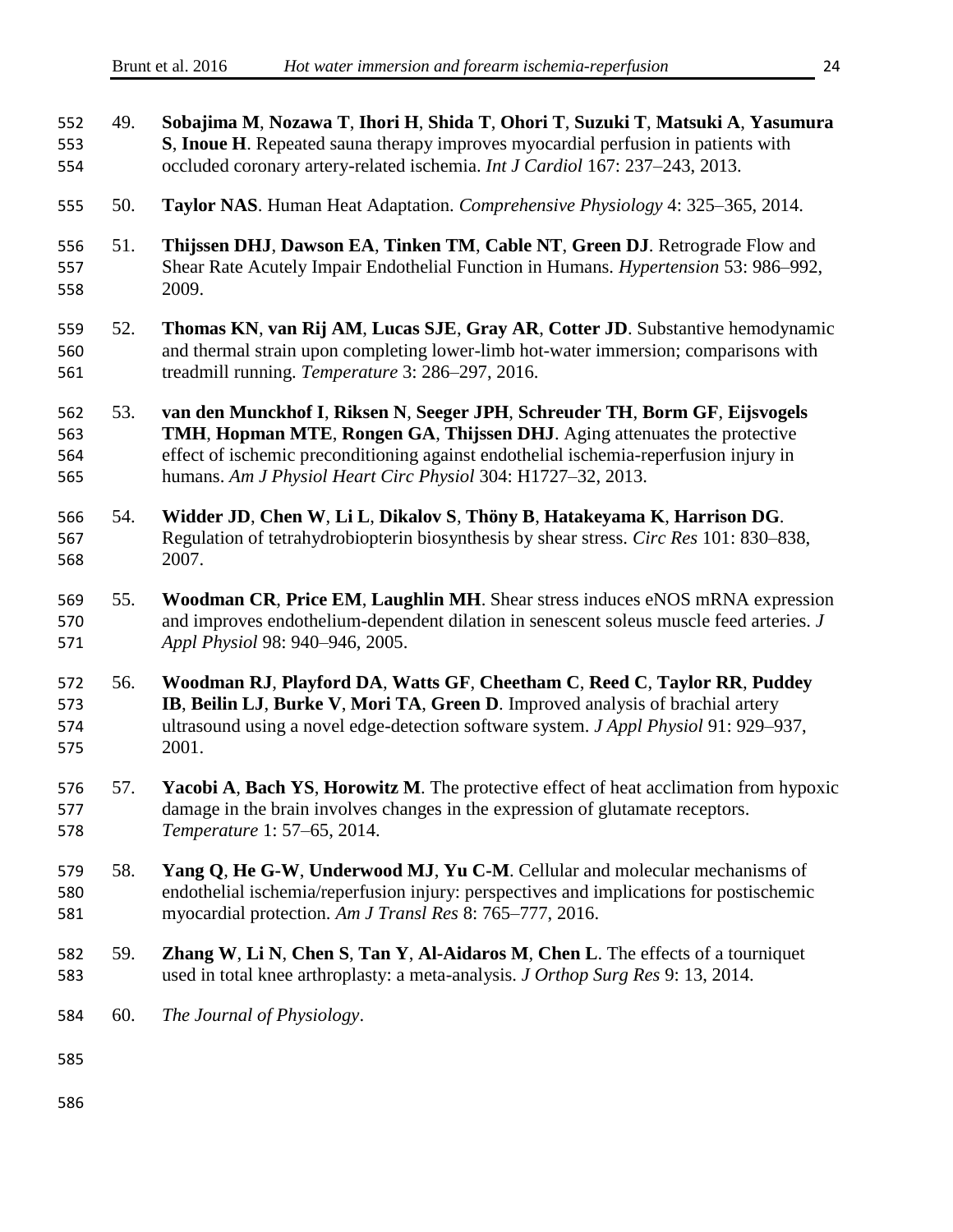49. **Sobajima M**, **Nozawa T**, **Ihori H**, **Shida T**, **Ohori T**, **Suzuki T**, **Matsuki A**, **Yasumura S**, **Inoue H**. Repeated sauna therapy improves myocardial perfusion in patients with occluded coronary artery-related ischemia. *Int J Cardiol* 167: 237–243, 2013.

50. **Taylor NAS**. Human Heat Adaptation. *Comprehensive Physiology* 4: 325–365, 2014.

51. **Thijssen DHJ**, **Dawson EA**, **Tinken TM**, **Cable NT**, **Green DJ**. Retrograde Flow and Shear Rate Acutely Impair Endothelial Function in Humans. *Hypertension* 53: 986–992, 2009.

52. **Thomas KN**, **van Rij AM**, **Lucas SJE**, **Gray AR**, **Cotter JD**. Substantive hemodynamic and thermal strain upon completing lower-limb hot-water immersion; comparisons with treadmill running. *Temperature* 3: 286–297, 2016.

53. **van den Munckhof I**, **Riksen N**, **Seeger JPH**, **Schreuder TH**, **Borm GF**, **Eijsvogels TMH**, **Hopman MTE**, **Rongen GA**, **Thijssen DHJ**. Aging attenuates the protective effect of ischemic preconditioning against endothelial ischemia-reperfusion injury in humans. *Am J Physiol Heart Circ Physiol* 304: H1727–32, 2013.

54. **Widder JD**, **Chen W**, **Li L**, **Dikalov S**, **Thöny B**, **Hatakeyama K**, **Harrison DG**. Regulation of tetrahydrobiopterin biosynthesis by shear stress. *Circ Res* 101: 830–838, 2007.

55. **Woodman CR**, **Price EM**, **Laughlin MH**. Shear stress induces eNOS mRNA expression and improves endothelium-dependent dilation in senescent soleus muscle feed arteries. *J Appl Physiol* 98: 940–946, 2005.

56. **Woodman RJ**, **Playford DA**, **Watts GF**, **Cheetham C**, **Reed C**, **Taylor RR**, **Puddey IB**, **Beilin LJ**, **Burke V**, **Mori TA**, **Green D**. Improved analysis of brachial artery ultrasound using a novel edge-detection software system. *J Appl Physiol* 91: 929–937, 2001.

57. **Yacobi A**, **Bach YS**, **Horowitz M**. The protective effect of heat acclimation from hypoxic damage in the brain involves changes in the expression of glutamate receptors. *Temperature* 1: 57–65, 2014.

58. **Yang Q**, **He G-W**, **Underwood MJ**, **Yu C-M**. Cellular and molecular mechanisms of endothelial ischemia/reperfusion injury: perspectives and implications for postischemic myocardial protection. *Am J Transl Res* 8: 765–777, 2016.

59. **Zhang W**, **Li N**, **Chen S**, **Tan Y**, **Al-Aidaros M**, **Chen L**. The effects of a tourniquet used in total knee arthroplasty: a meta-analysis. *J Orthop Surg Res* 9: 13, 2014.

60. *The Journal of Physiology*.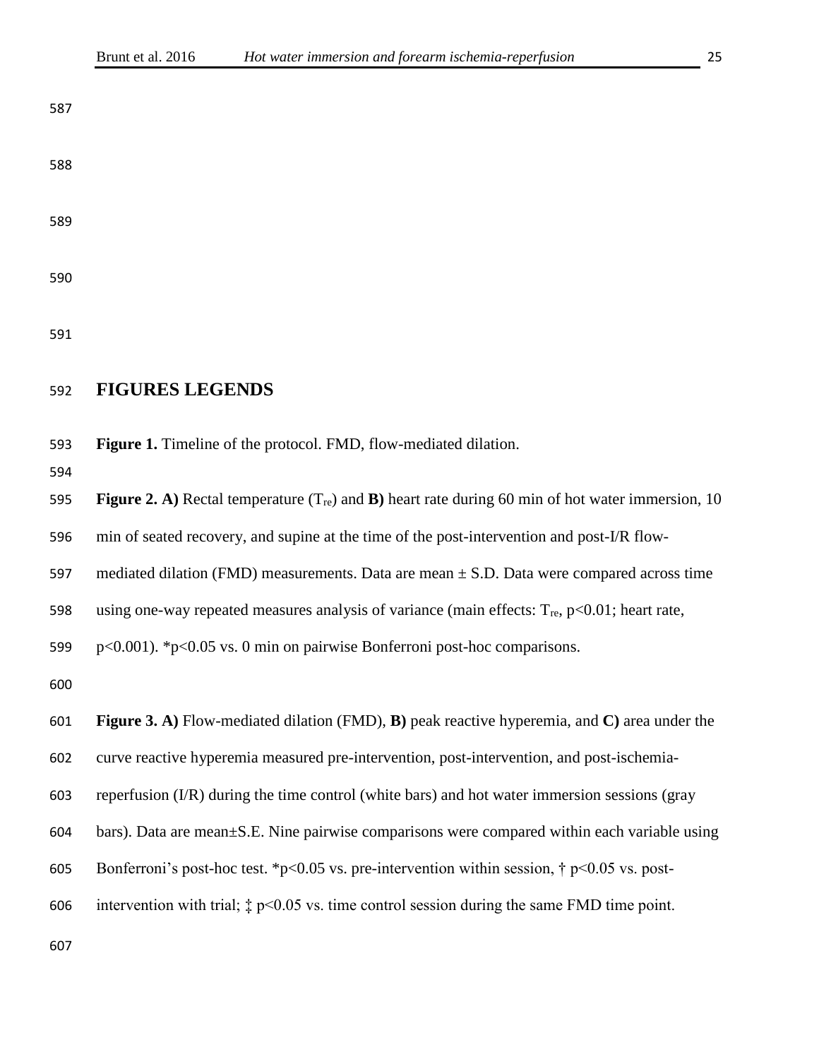## FIGURES LEGENDS

**Figure 1.** Timeline of the protocol. FMD, flow-mediated dilation.

**Figure 2. A)** Rectal temperature ($T_{re}$) and **B)** heart rate during 60 min of hot water immersion, 10 min of seated recovery, and supine at the time of the post-intervention and post-I/R flow-mediated dilation (FMD) measurements. Data are mean ± S.D. Data were compared across time using one-way repeated measures analysis of variance (main effects: $T_{re}$, $p<0.01$; heart rate, $p<0.001$). *$p<0.05$ vs. 0 min on pairwise Bonferroni post-hoc comparisons.

**Figure 3. A)** Flow-mediated dilation (FMD), **B)** peak reactive hyperemia, and **C)** area under the curve reactive hyperemia measured pre-intervention, post-intervention, and post-ischemia-reperfusion (I/R) during the time control (white bars) and hot water immersion sessions (gray bars). Data are mean±S.E. Nine pairwise comparisons were compared within each variable using Bonferroni's post-hoc test. *$p<0.05$ vs. pre-intervention within session, † $p<0.05$ vs. post-intervention with trial; ‡ $p<0.05$ vs. time control session during the same FMD time point.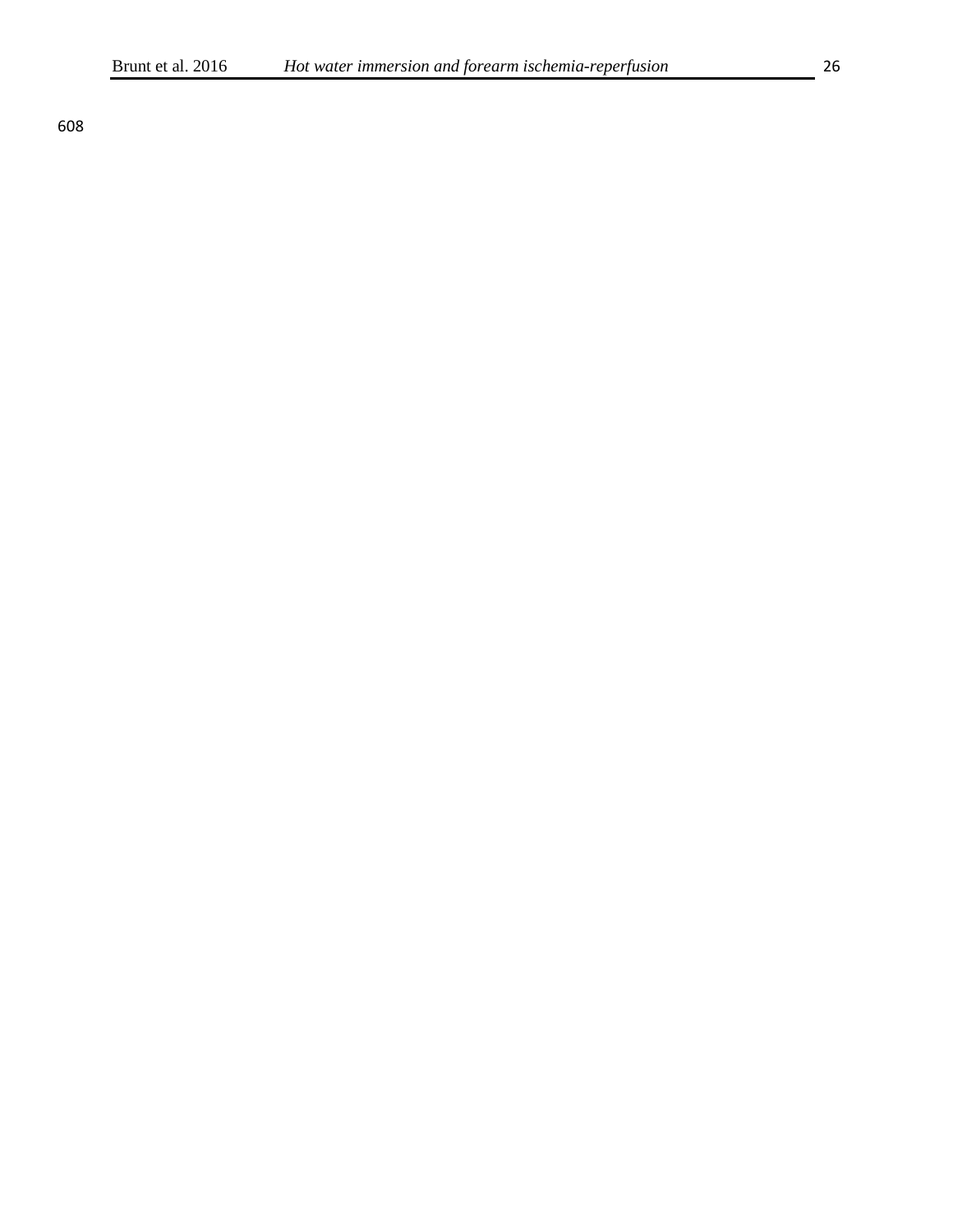608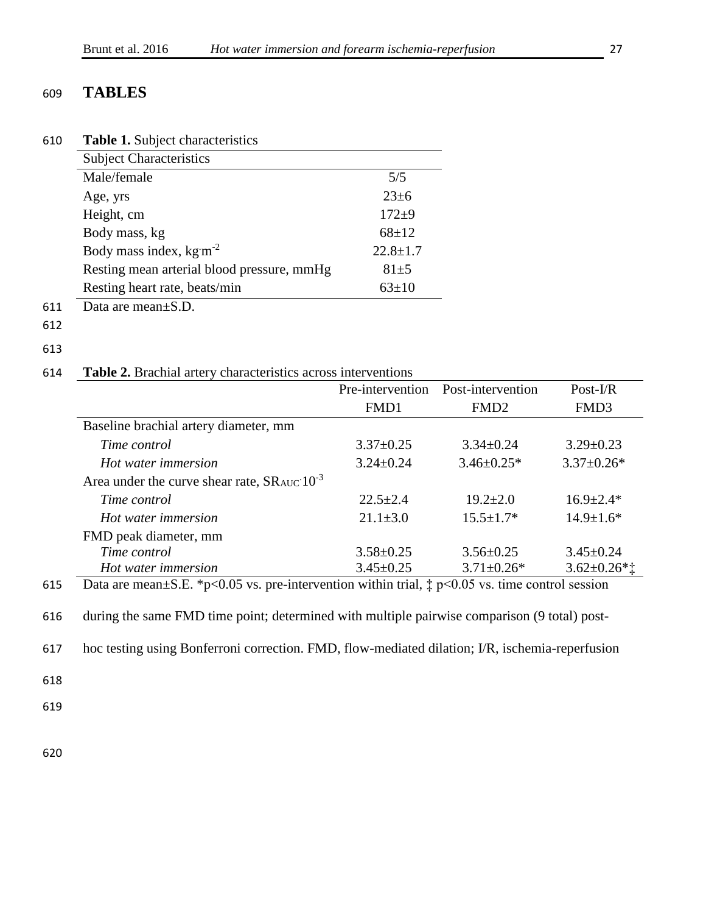# TABLES

**Table 1.** Subject characteristics

| Subject Characteristics | |
|---|---|
| Male/female | 5/5 |
| Age, yrs | 23±6 |
| Height, cm | 172±9 |
| Body mass, kg | 68±12 |
| Body mass index, $kg \cdot m^{-2}$ | 22.8±1.7 |
| Resting mean arterial blood pressure, mmHg | 81±5 |
| Resting heart rate, beats/min | 63±10 |

Data are mean±S.D.

**Table 2.** Brachial artery characteristics across interventions

| | Pre-intervention FMD1 | Post-intervention FMD2 | Post-I/R FMD3 |
|---|---|---|---|
| Baseline brachial artery diameter, mm | | | |
| *Time control* | 3.37±0.25 | 3.34±0.24 | 3.29±0.23 |
| *Hot water immersion* | 3.24±0.24 | 3.46±0.25* | 3.37±0.26* |
| Area under the curve shear rate, $SR_{AUC} \cdot 10^{-3}$ | | | |
| *Time control* | 22.5±2.4 | 19.2±2.0 | 16.9±2.4* |
| *Hot water immersion* | 21.1±3.0 | 15.5±1.7* | 14.9±1.6* |
| FMD peak diameter, mm | | | |
| *Time control* | 3.58±0.25 | 3.56±0.25 | 3.45±0.24 |
| *Hot water immersion* | 3.45±0.25 | 3.71±0.26* | 3.62±0.26*‡ |

Data are mean±S.E. *$p<0.05$ vs. pre-intervention within trial, ‡ $p<0.05$ vs. time control session during the same FMD time point; determined with multiple pairwise comparison (9 total) post-hoc testing using Bonferroni correction. FMD, flow-mediated dilation; I/R, ischemia-reperfusion